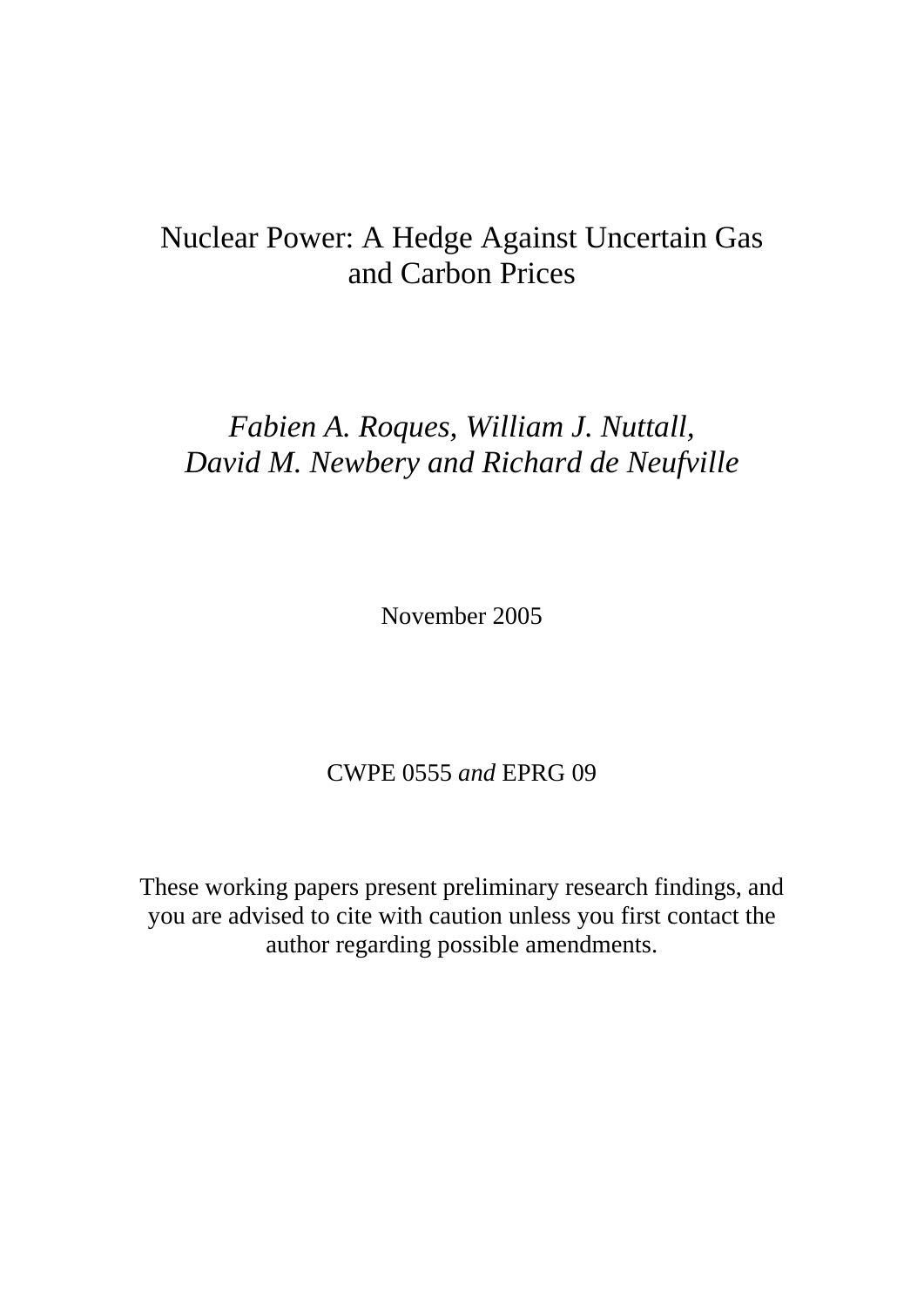# Nuclear Power: A Hedge Against Uncertain Gas and Carbon Prices

*Fabien A. Roques, William J. Nuttall,*
*David M. Newbery and Richard de Neufville*

November 2005

CWPE 0555 *and* EPRG 09

These working papers present preliminary research findings, and you are advised to cite with caution unless you first contact the author regarding possible amendments.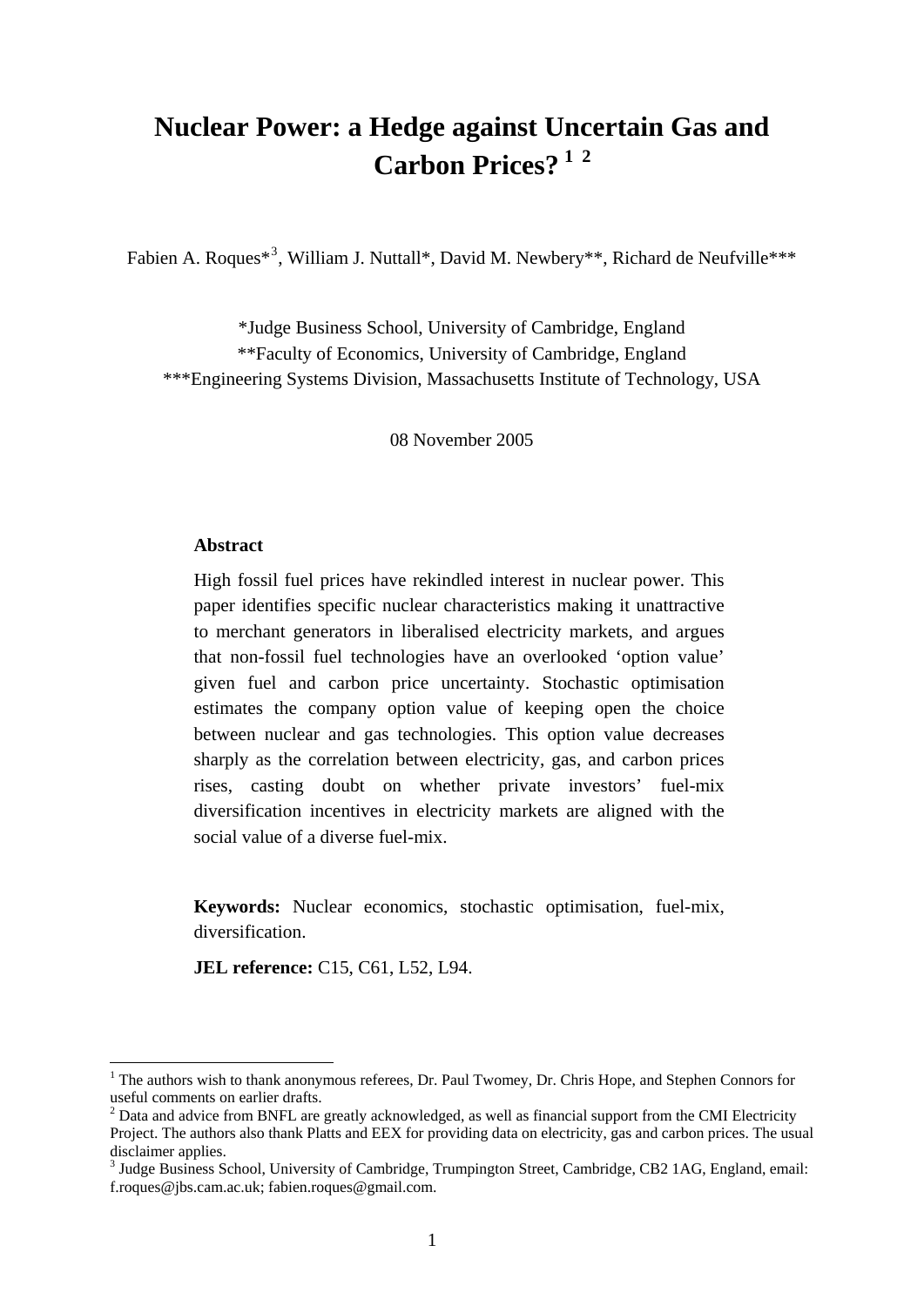# Nuclear Power: a Hedge against Uncertain Gas and Carbon Prices? [1] [2]

Fabien A. Roques*[3], William J. Nuttall*, David M. Newbery**, Richard de Neufville***

*Judge Business School, University of Cambridge, England
**Faculty of Economics, University of Cambridge, England
***Engineering Systems Division, Massachusetts Institute of Technology, USA

08 November 2005

**Abstract**

High fossil fuel prices have rekindled interest in nuclear power. This paper identifies specific nuclear characteristics making it unattractive to merchant generators in liberalised electricity markets, and argues that non-fossil fuel technologies have an overlooked 'option value' given fuel and carbon price uncertainty. Stochastic optimisation estimates the company option value of keeping open the choice between nuclear and gas technologies. This option value decreases sharply as the correlation between electricity, gas, and carbon prices rises, casting doubt on whether private investors' fuel-mix diversification incentives in electricity markets are aligned with the social value of a diverse fuel-mix.

**Keywords:** Nuclear economics, stochastic optimisation, fuel-mix, diversification.

**JEL reference:** C15, C61, L52, L94.

[1] The authors wish to thank anonymous referees, Dr. Paul Twomey, Dr. Chris Hope, and Stephen Connors for useful comments on earlier drafts.
[2] Data and advice from BNFL are greatly acknowledged, as well as financial support from the CMI Electricity Project. The authors also thank Platts and EEX for providing data on electricity, gas and carbon prices. The usual disclaimer applies.
[3] Judge Business School, University of Cambridge, Trumpington Street, Cambridge, CB2 1AG, England, email: f.roques@jbs.cam.ac.uk; fabien.roques@gmail.com.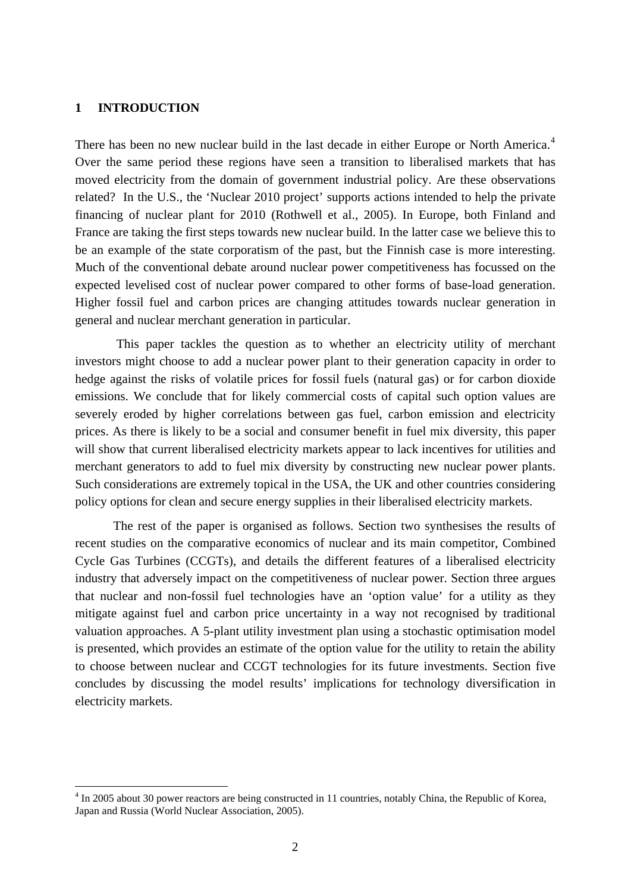## 1 INTRODUCTION

There has been no new nuclear build in the last decade in either Europe or North America.[4] Over the same period these regions have seen a transition to liberalised markets that has moved electricity from the domain of government industrial policy. Are these observations related? In the U.S., the 'Nuclear 2010 project' supports actions intended to help the private financing of nuclear plant for 2010 (Rothwell et al., 2005). In Europe, both Finland and France are taking the first steps towards new nuclear build. In the latter case we believe this to be an example of the state corporatism of the past, but the Finnish case is more interesting. Much of the conventional debate around nuclear power competitiveness has focussed on the expected levelised cost of nuclear power compared to other forms of base-load generation. Higher fossil fuel and carbon prices are changing attitudes towards nuclear generation in general and nuclear merchant generation in particular.

This paper tackles the question as to whether an electricity utility of merchant investors might choose to add a nuclear power plant to their generation capacity in order to hedge against the risks of volatile prices for fossil fuels (natural gas) or for carbon dioxide emissions. We conclude that for likely commercial costs of capital such option values are severely eroded by higher correlations between gas fuel, carbon emission and electricity prices. As there is likely to be a social and consumer benefit in fuel mix diversity, this paper will show that current liberalised electricity markets appear to lack incentives for utilities and merchant generators to add to fuel mix diversity by constructing new nuclear power plants. Such considerations are extremely topical in the USA, the UK and other countries considering policy options for clean and secure energy supplies in their liberalised electricity markets.

The rest of the paper is organised as follows. Section two synthesises the results of recent studies on the comparative economics of nuclear and its main competitor, Combined Cycle Gas Turbines (CCGTs), and details the different features of a liberalised electricity industry that adversely impact on the competitiveness of nuclear power. Section three argues that nuclear and non-fossil fuel technologies have an 'option value' for a utility as they mitigate against fuel and carbon price uncertainty in a way not recognised by traditional valuation approaches. A 5-plant utility investment plan using a stochastic optimisation model is presented, which provides an estimate of the option value for the utility to retain the ability to choose between nuclear and CCGT technologies for its future investments. Section five concludes by discussing the model results' implications for technology diversification in electricity markets.

[4] In 2005 about 30 power reactors are being constructed in 11 countries, notably China, the Republic of Korea, Japan and Russia (World Nuclear Association, 2005).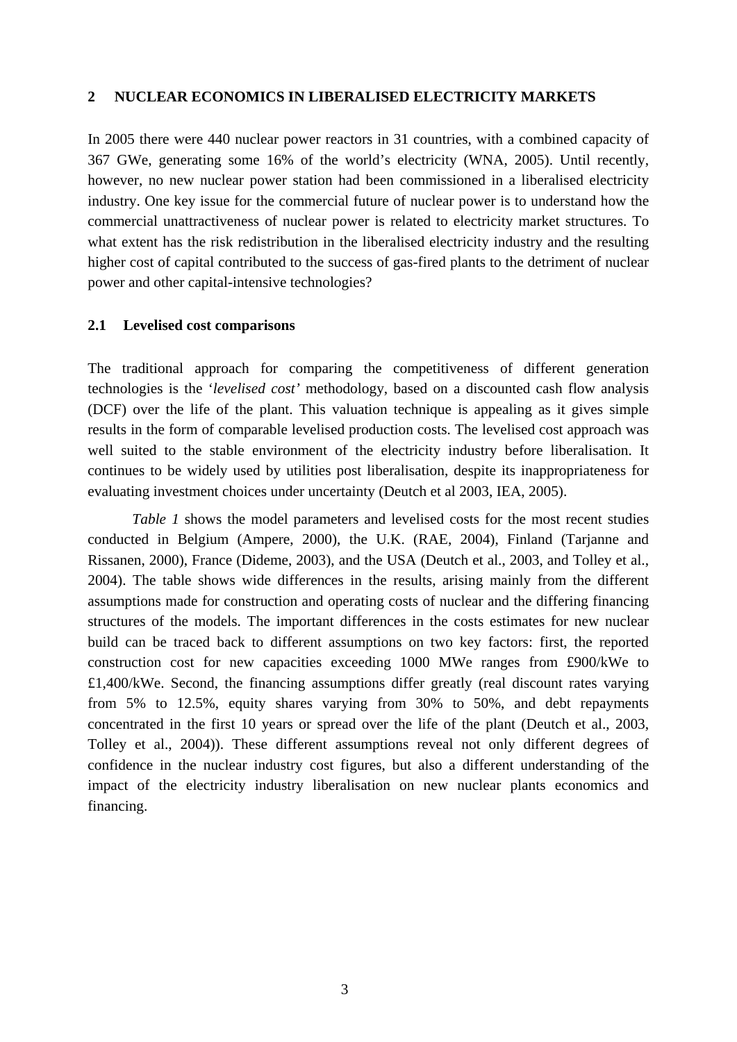## 2 NUCLEAR ECONOMICS IN LIBERALISED ELECTRICITY MARKETS

In 2005 there were 440 nuclear power reactors in 31 countries, with a combined capacity of 367 GWe, generating some 16% of the world's electricity (WNA, 2005). Until recently, however, no new nuclear power station had been commissioned in a liberalised electricity industry. One key issue for the commercial future of nuclear power is to understand how the commercial unattractiveness of nuclear power is related to electricity market structures. To what extent has the risk redistribution in the liberalised electricity industry and the resulting higher cost of capital contributed to the success of gas-fired plants to the detriment of nuclear power and other capital-intensive technologies?

### 2.1 Levelised cost comparisons

The traditional approach for comparing the competitiveness of different generation technologies is the '*levelised cost'* methodology, based on a discounted cash flow analysis (DCF) over the life of the plant. This valuation technique is appealing as it gives simple results in the form of comparable levelised production costs. The levelised cost approach was well suited to the stable environment of the electricity industry before liberalisation. It continues to be widely used by utilities post liberalisation, despite its inappropriateness for evaluating investment choices under uncertainty (Deutch et al 2003, IEA, 2005).

*Table 1* shows the model parameters and levelised costs for the most recent studies conducted in Belgium (Ampere, 2000), the U.K. (RAE, 2004), Finland (Tarjanne and Rissanen, 2000), France (Dideme, 2003), and the USA (Deutch et al., 2003, and Tolley et al., 2004). The table shows wide differences in the results, arising mainly from the different assumptions made for construction and operating costs of nuclear and the differing financing structures of the models. The important differences in the costs estimates for new nuclear build can be traced back to different assumptions on two key factors: first, the reported construction cost for new capacities exceeding 1000 MWe ranges from £900/kWe to £1,400/kWe. Second, the financing assumptions differ greatly (real discount rates varying from 5% to 12.5%, equity shares varying from 30% to 50%, and debt repayments concentrated in the first 10 years or spread over the life of the plant (Deutch et al., 2003, Tolley et al., 2004)). These different assumptions reveal not only different degrees of confidence in the nuclear industry cost figures, but also a different understanding of the impact of the electricity industry liberalisation on new nuclear plants economics and financing.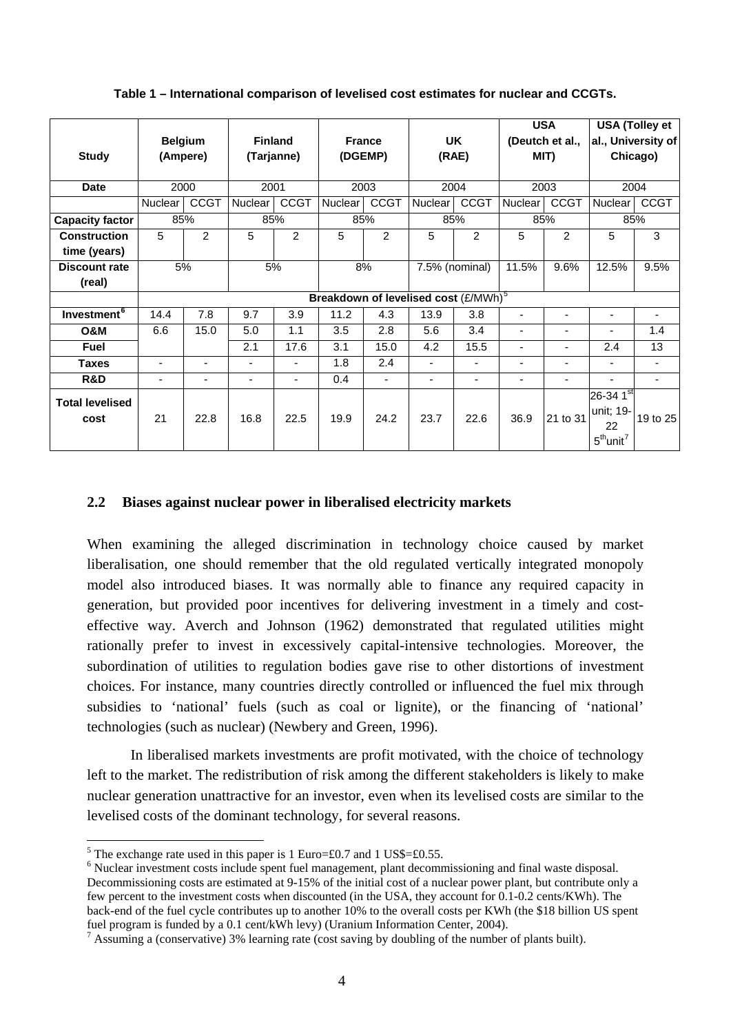**Table 1 – International comparison of levelised cost estimates for nuclear and CCGTs.**

| Study | Belgium (Ampere) | | Finland (Tarjanne) | | France (DGEMP) | | UK (RAE) | | USA (Deutch et al., MIT) | | USA (Tolley et al., University of Chicago) | |
|---|---|---|---|---|---|---|---|---|---|---|---|---|
| Date | 2000 | | 2001 | | 2003 | | 2004 | | 2003 | | 2004 | |
| | Nuclear | CCGT | Nuclear | CCGT | Nuclear | CCGT | Nuclear | CCGT | Nuclear | CCGT | Nuclear | CCGT |
| Capacity factor | 85% | | 85% | | 85% | | 85% | | 85% | | 85% | |
| Construction time (years) | 5 | 2 | 5 | 2 | 5 | 2 | 5 | 2 | 5 | 2 | 5 | 3 |
| Discount rate (real) | 5% | | 5% | | 8% | | 7.5% (nominal) | | 11.5% | 9.6% | 12.5% | 9.5% |
| | Breakdown of levelised cost (£/MWh)[5] | | | | | | | | | | | |
| Investment[6] | 14.4 | 7.8 | 9.7 | 3.9 | 11.2 | 4.3 | 13.9 | 3.8 | - | - | - | - |
| O&M | 6.6 | 15.0 | 5.0 | 1.1 | 3.5 | 2.8 | 5.6 | 3.4 | - | - | - | 1.4 |
| Fuel | | | 2.1 | 17.6 | 3.1 | 15.0 | 4.2 | 15.5 | - | - | 2.4 | 13 |
| Taxes | - | - | - | - | 1.8 | 2.4 | - | - | - | - | - | - |
| R&D | - | - | - | - | 0.4 | - | - | - | - | - | - | - |
| Total levelised cost | 21 | 22.8 | 16.8 | 22.5 | 19.9 | 24.2 | 23.7 | 22.6 | 36.9 | 21 to 31 | 26-34 1st unit; 19-22 5th unit[7] | 19 to 25 |

## 2.2 Biases against nuclear power in liberalised electricity markets

When examining the alleged discrimination in technology choice caused by market liberalisation, one should remember that the old regulated vertically integrated monopoly model also introduced biases. It was normally able to finance any required capacity in generation, but provided poor incentives for delivering investment in a timely and cost-effective way. Averch and Johnson (1962) demonstrated that regulated utilities might rationally prefer to invest in excessively capital-intensive technologies. Moreover, the subordination of utilities to regulation bodies gave rise to other distortions of investment choices. For instance, many countries directly controlled or influenced the fuel mix through subsidies to 'national' fuels (such as coal or lignite), or the financing of 'national' technologies (such as nuclear) (Newbery and Green, 1996).

In liberalised markets investments are profit motivated, with the choice of technology left to the market. The redistribution of risk among the different stakeholders is likely to make nuclear generation unattractive for an investor, even when its levelised costs are similar to the levelised costs of the dominant technology, for several reasons.

[5] The exchange rate used in this paper is 1 Euro=£0.7 and 1 US$=£0.55.

[6] Nuclear investment costs include spent fuel management, plant decommissioning and final waste disposal. Decommissioning costs are estimated at 9-15% of the initial cost of a nuclear power plant, but contribute only a few percent to the investment costs when discounted (in the USA, they account for 0.1-0.2 cents/KWh). The back-end of the fuel cycle contributes up to another 10% to the overall costs per KWh (the $18 billion US spent fuel program is funded by a 0.1 cent/kWh levy) (Uranium Information Center, 2004).

[7] Assuming a (conservative) 3% learning rate (cost saving by doubling of the number of plants built).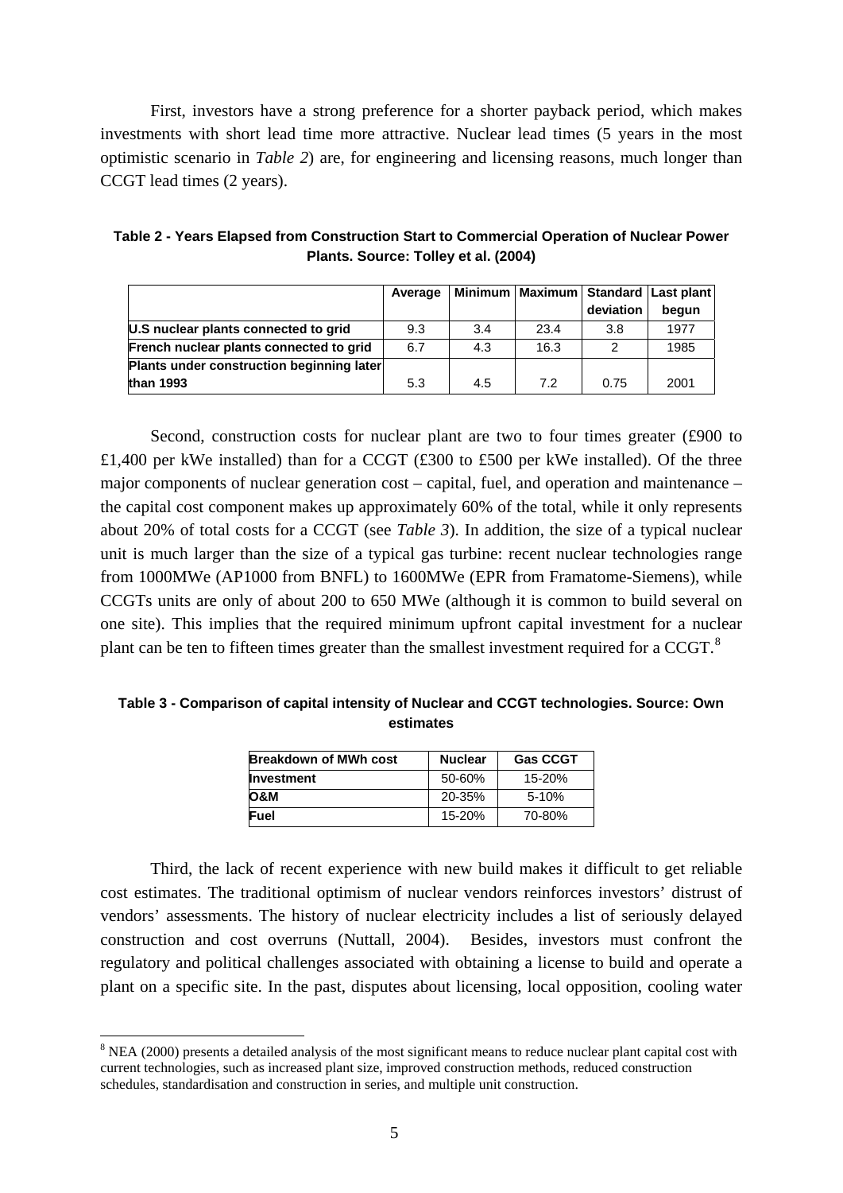First, investors have a strong preference for a shorter payback period, which makes investments with short lead time more attractive. Nuclear lead times (5 years in the most optimistic scenario in *Table 2*) are, for engineering and licensing reasons, much longer than CCGT lead times (2 years).

**Table 2 - Years Elapsed from Construction Start to Commercial Operation of Nuclear Power Plants. Source: Tolley et al. (2004)**

| | Average | Minimum | Maximum | Standard deviation | Last plant begun |
|---|---|---|---|---|---|
| **U.S nuclear plants connected to grid** | 9.3 | 3.4 | 23.4 | 3.8 | 1977 |
| **French nuclear plants connected to grid** | 6.7 | 4.3 | 16.3 | 2 | 1985 |
| **Plants under construction beginning later than 1993** | 5.3 | 4.5 | 7.2 | 0.75 | 2001 |

Second, construction costs for nuclear plant are two to four times greater (£900 to £1,400 per kWe installed) than for a CCGT (£300 to £500 per kWe installed). Of the three major components of nuclear generation cost – capital, fuel, and operation and maintenance – the capital cost component makes up approximately 60% of the total, while it only represents about 20% of total costs for a CCGT (see *Table 3*). In addition, the size of a typical nuclear unit is much larger than the size of a typical gas turbine: recent nuclear technologies range from 1000MWe (AP1000 from BNFL) to 1600MWe (EPR from Framatome-Siemens), while CCGTs units are only of about 200 to 650 MWe (although it is common to build several on one site). This implies that the required minimum upfront capital investment for a nuclear plant can be ten to fifteen times greater than the smallest investment required for a CCGT.[8]

**Table 3 - Comparison of capital intensity of Nuclear and CCGT technologies. Source: Own estimates**

| Breakdown of MWh cost | Nuclear | Gas CCGT |
|---|---|---|
| **Investment** | 50-60% | 15-20% |
| **O&M** | 20-35% | 5-10% |
| **Fuel** | 15-20% | 70-80% |

Third, the lack of recent experience with new build makes it difficult to get reliable cost estimates. The traditional optimism of nuclear vendors reinforces investors' distrust of vendors' assessments. The history of nuclear electricity includes a list of seriously delayed construction and cost overruns (Nuttall, 2004). Besides, investors must confront the regulatory and political challenges associated with obtaining a license to build and operate a plant on a specific site. In the past, disputes about licensing, local opposition, cooling water

[8] NEA (2000) presents a detailed analysis of the most significant means to reduce nuclear plant capital cost with current technologies, such as increased plant size, improved construction methods, reduced construction schedules, standardisation and construction in series, and multiple unit construction.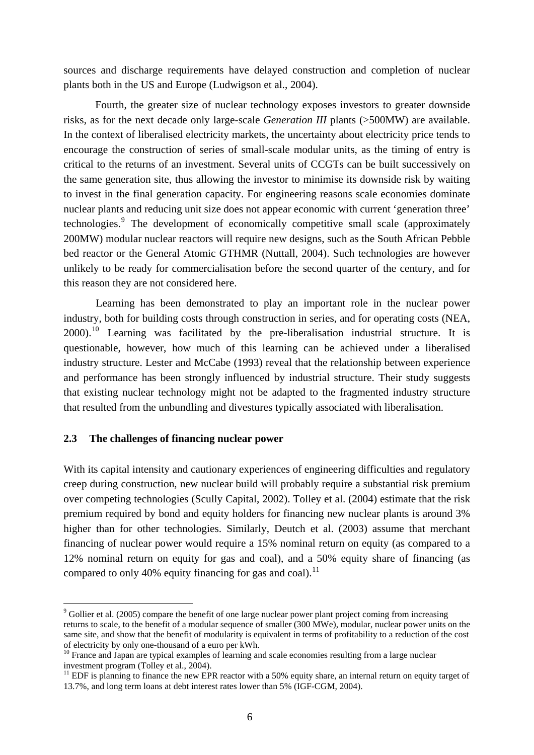sources and discharge requirements have delayed construction and completion of nuclear plants both in the US and Europe (Ludwigson et al., 2004).

Fourth, the greater size of nuclear technology exposes investors to greater downside risks, as for the next decade only large-scale *Generation III* plants (>500MW) are available. In the context of liberalised electricity markets, the uncertainty about electricity price tends to encourage the construction of series of small-scale modular units, as the timing of entry is critical to the returns of an investment. Several units of CCGTs can be built successively on the same generation site, thus allowing the investor to minimise its downside risk by waiting to invest in the final generation capacity. For engineering reasons scale economies dominate nuclear plants and reducing unit size does not appear economic with current 'generation three' technologies.[9] The development of economically competitive small scale (approximately 200MW) modular nuclear reactors will require new designs, such as the South African Pebble bed reactor or the General Atomic GTHMR (Nuttall, 2004). Such technologies are however unlikely to be ready for commercialisation before the second quarter of the century, and for this reason they are not considered here.

Learning has been demonstrated to play an important role in the nuclear power industry, both for building costs through construction in series, and for operating costs (NEA, 2000).[10] Learning was facilitated by the pre-liberalisation industrial structure. It is questionable, however, how much of this learning can be achieved under a liberalised industry structure. Lester and McCabe (1993) reveal that the relationship between experience and performance has been strongly influenced by industrial structure. Their study suggests that existing nuclear technology might not be adapted to the fragmented industry structure that resulted from the unbundling and divestures typically associated with liberalisation.

### 2.3 The challenges of financing nuclear power

With its capital intensity and cautionary experiences of engineering difficulties and regulatory creep during construction, new nuclear build will probably require a substantial risk premium over competing technologies (Scully Capital, 2002). Tolley et al. (2004) estimate that the risk premium required by bond and equity holders for financing new nuclear plants is around 3% higher than for other technologies. Similarly, Deutch et al. (2003) assume that merchant financing of nuclear power would require a 15% nominal return on equity (as compared to a 12% nominal return on equity for gas and coal), and a 50% equity share of financing (as compared to only 40% equity financing for gas and coal).[11]

---

[9] Gollier et al. (2005) compare the benefit of one large nuclear power plant project coming from increasing returns to scale, to the benefit of a modular sequence of smaller (300 MWe), modular, nuclear power units on the same site, and show that the benefit of modularity is equivalent in terms of profitability to a reduction of the cost of electricity by only one-thousand of a euro per kWh.

[10] France and Japan are typical examples of learning and scale economies resulting from a large nuclear investment program (Tolley et al., 2004).

[11] EDF is planning to finance the new EPR reactor with a 50% equity share, an internal return on equity target of 13.7%, and long term loans at debt interest rates lower than 5% (IGF-CGM, 2004).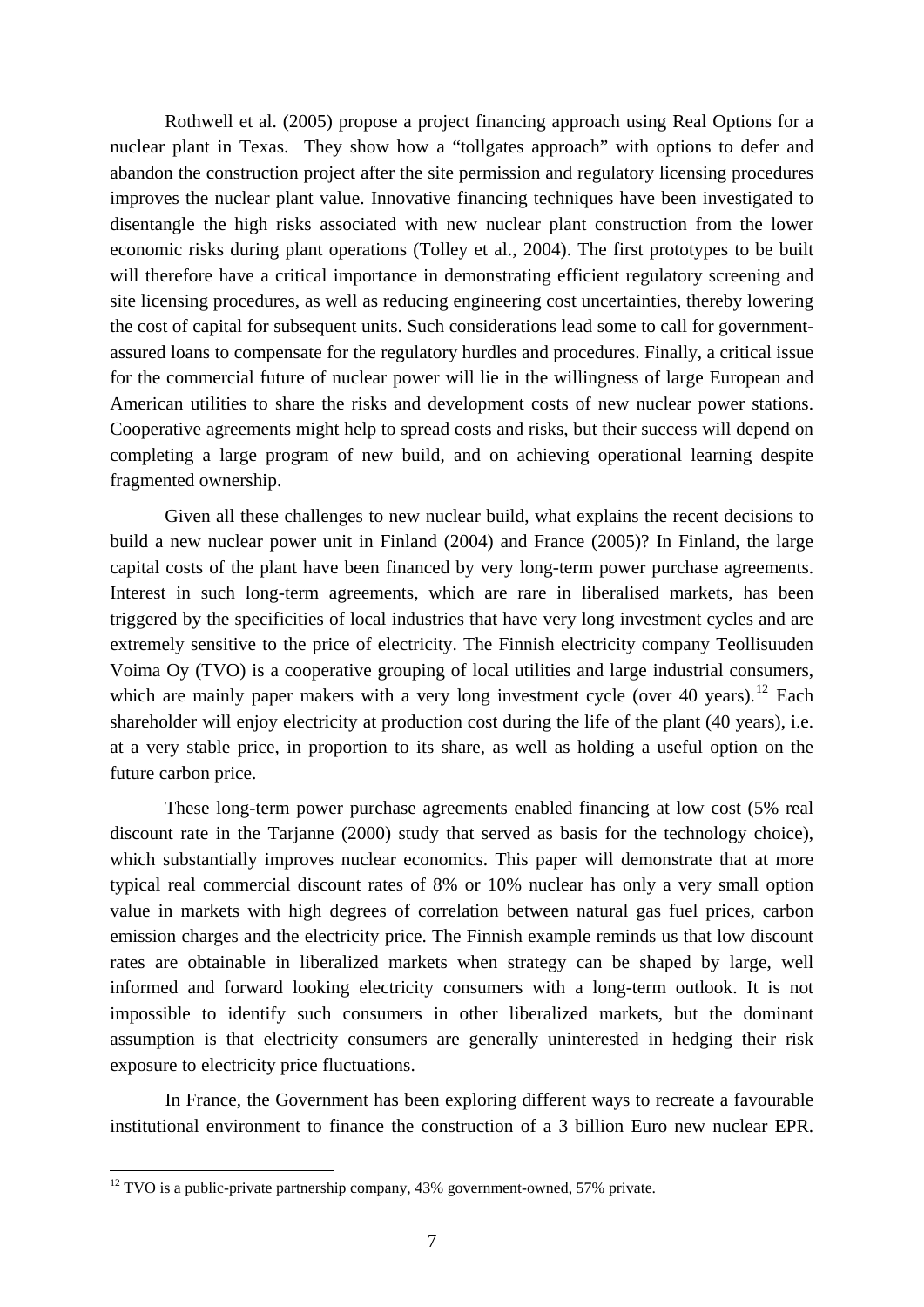Rothwell et al. (2005) propose a project financing approach using Real Options for a nuclear plant in Texas. They show how a "tollgates approach" with options to defer and abandon the construction project after the site permission and regulatory licensing procedures improves the nuclear plant value. Innovative financing techniques have been investigated to disentangle the high risks associated with new nuclear plant construction from the lower economic risks during plant operations (Tolley et al., 2004). The first prototypes to be built will therefore have a critical importance in demonstrating efficient regulatory screening and site licensing procedures, as well as reducing engineering cost uncertainties, thereby lowering the cost of capital for subsequent units. Such considerations lead some to call for government-assured loans to compensate for the regulatory hurdles and procedures. Finally, a critical issue for the commercial future of nuclear power will lie in the willingness of large European and American utilities to share the risks and development costs of new nuclear power stations. Cooperative agreements might help to spread costs and risks, but their success will depend on completing a large program of new build, and on achieving operational learning despite fragmented ownership.

Given all these challenges to new nuclear build, what explains the recent decisions to build a new nuclear power unit in Finland (2004) and France (2005)? In Finland, the large capital costs of the plant have been financed by very long-term power purchase agreements. Interest in such long-term agreements, which are rare in liberalised markets, has been triggered by the specificities of local industries that have very long investment cycles and are extremely sensitive to the price of electricity. The Finnish electricity company Teollisuuden Voima Oy (TVO) is a cooperative grouping of local utilities and large industrial consumers, which are mainly paper makers with a very long investment cycle (over 40 years).[12] Each shareholder will enjoy electricity at production cost during the life of the plant (40 years), i.e. at a very stable price, in proportion to its share, as well as holding a useful option on the future carbon price.

These long-term power purchase agreements enabled financing at low cost (5% real discount rate in the Tarjanne (2000) study that served as basis for the technology choice), which substantially improves nuclear economics. This paper will demonstrate that at more typical real commercial discount rates of 8% or 10% nuclear has only a very small option value in markets with high degrees of correlation between natural gas fuel prices, carbon emission charges and the electricity price. The Finnish example reminds us that low discount rates are obtainable in liberalized markets when strategy can be shaped by large, well informed and forward looking electricity consumers with a long-term outlook. It is not impossible to identify such consumers in other liberalized markets, but the dominant assumption is that electricity consumers are generally uninterested in hedging their risk exposure to electricity price fluctuations.

In France, the Government has been exploring different ways to recreate a favourable institutional environment to finance the construction of a 3 billion Euro new nuclear EPR.

[12] TVO is a public-private partnership company, 43% government-owned, 57% private.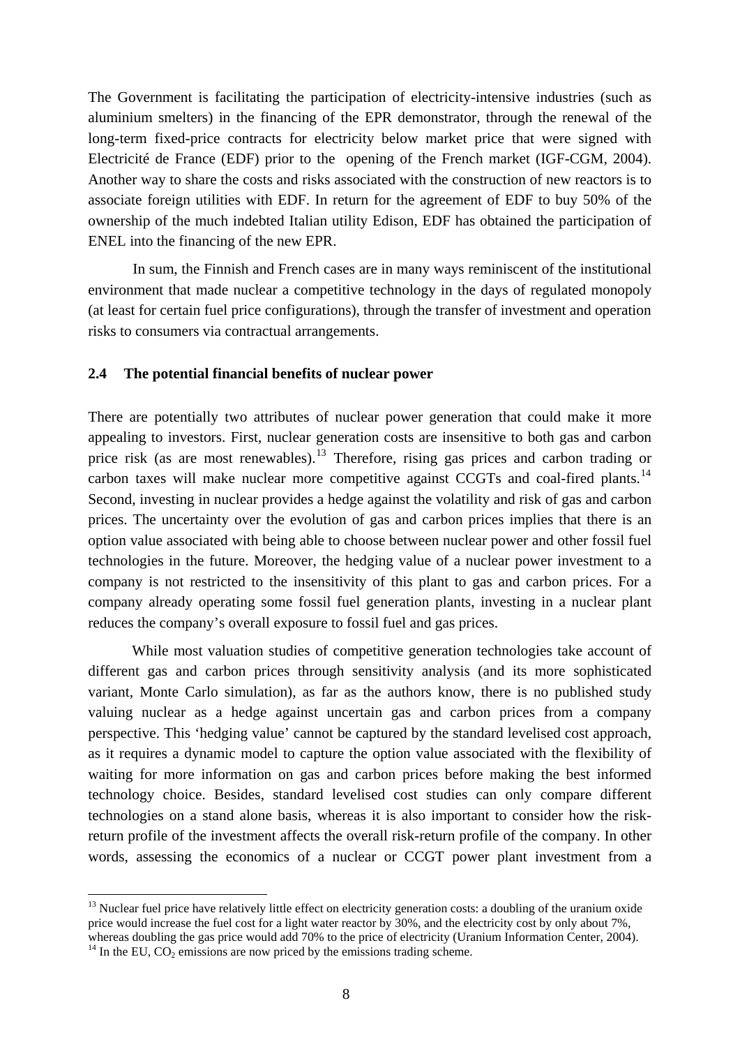The Government is facilitating the participation of electricity-intensive industries (such as aluminium smelters) in the financing of the EPR demonstrator, through the renewal of the long-term fixed-price contracts for electricity below market price that were signed with Electricité de France (EDF) prior to the opening of the French market (IGF-CGM, 2004). Another way to share the costs and risks associated with the construction of new reactors is to associate foreign utilities with EDF. In return for the agreement of EDF to buy 50% of the ownership of the much indebted Italian utility Edison, EDF has obtained the participation of ENEL into the financing of the new EPR.

In sum, the Finnish and French cases are in many ways reminiscent of the institutional environment that made nuclear a competitive technology in the days of regulated monopoly (at least for certain fuel price configurations), through the transfer of investment and operation risks to consumers via contractual arrangements.

### 2.4 The potential financial benefits of nuclear power

There are potentially two attributes of nuclear power generation that could make it more appealing to investors. First, nuclear generation costs are insensitive to both gas and carbon price risk (as are most renewables).[13] Therefore, rising gas prices and carbon trading or carbon taxes will make nuclear more competitive against CCGTs and coal-fired plants.[14] Second, investing in nuclear provides a hedge against the volatility and risk of gas and carbon prices. The uncertainty over the evolution of gas and carbon prices implies that there is an option value associated with being able to choose between nuclear power and other fossil fuel technologies in the future. Moreover, the hedging value of a nuclear power investment to a company is not restricted to the insensitivity of this plant to gas and carbon prices. For a company already operating some fossil fuel generation plants, investing in a nuclear plant reduces the company's overall exposure to fossil fuel and gas prices.

While most valuation studies of competitive generation technologies take account of different gas and carbon prices through sensitivity analysis (and its more sophisticated variant, Monte Carlo simulation), as far as the authors know, there is no published study valuing nuclear as a hedge against uncertain gas and carbon prices from a company perspective. This 'hedging value' cannot be captured by the standard levelised cost approach, as it requires a dynamic model to capture the option value associated with the flexibility of waiting for more information on gas and carbon prices before making the best informed technology choice. Besides, standard levelised cost studies can only compare different technologies on a stand alone basis, whereas it is also important to consider how the risk-return profile of the investment affects the overall risk-return profile of the company. In other words, assessing the economics of a nuclear or CCGT power plant investment from a

[13] Nuclear fuel price have relatively little effect on electricity generation costs: a doubling of the uranium oxide price would increase the fuel cost for a light water reactor by 30%, and the electricity cost by only about 7%, whereas doubling the gas price would add 70% to the price of electricity (Uranium Information Center, 2004).

[14] In the EU, $CO_2$ emissions are now priced by the emissions trading scheme.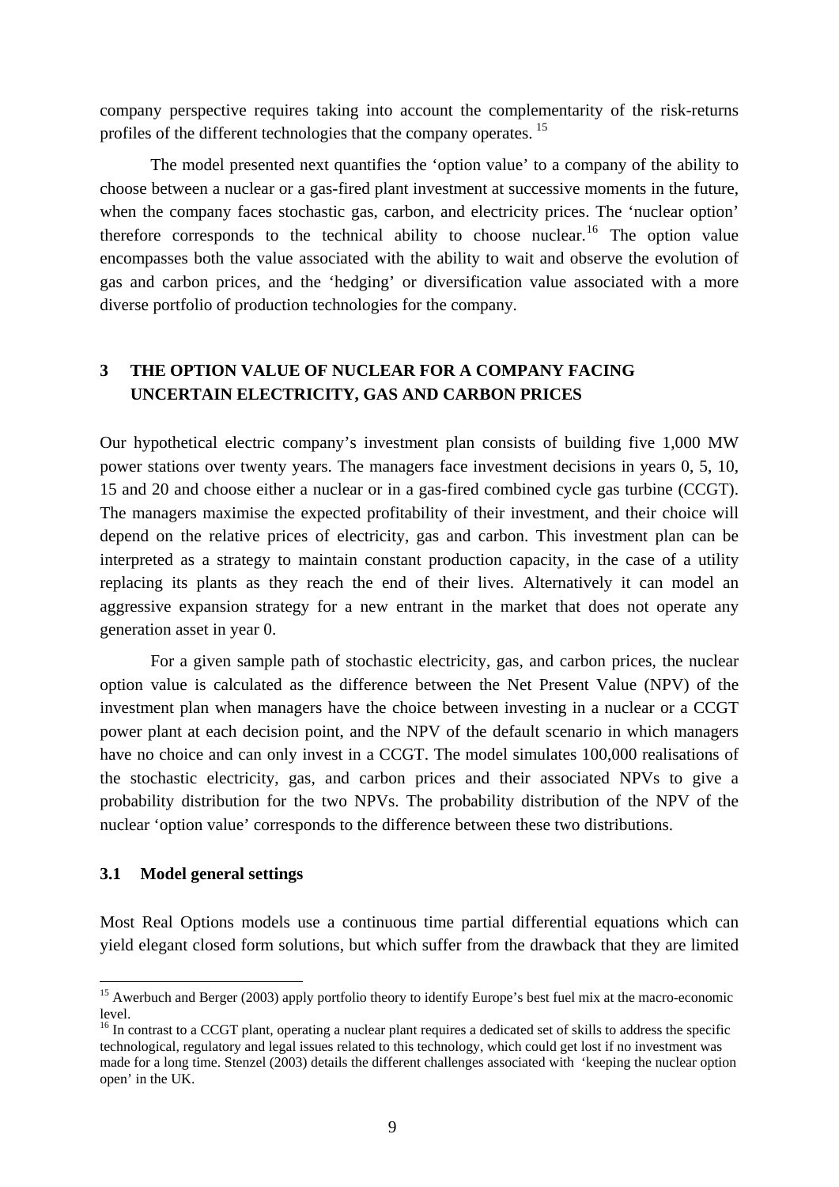company perspective requires taking into account the complementarity of the risk-returns profiles of the different technologies that the company operates. [15]

The model presented next quantifies the 'option value' to a company of the ability to choose between a nuclear or a gas-fired plant investment at successive moments in the future, when the company faces stochastic gas, carbon, and electricity prices. The 'nuclear option' therefore corresponds to the technical ability to choose nuclear.[16] The option value encompasses both the value associated with the ability to wait and observe the evolution of gas and carbon prices, and the 'hedging' or diversification value associated with a more diverse portfolio of production technologies for the company.

## 3 THE OPTION VALUE OF NUCLEAR FOR A COMPANY FACING UNCERTAIN ELECTRICITY, GAS AND CARBON PRICES

Our hypothetical electric company's investment plan consists of building five 1,000 MW power stations over twenty years. The managers face investment decisions in years 0, 5, 10, 15 and 20 and choose either a nuclear or in a gas-fired combined cycle gas turbine (CCGT). The managers maximise the expected profitability of their investment, and their choice will depend on the relative prices of electricity, gas and carbon. This investment plan can be interpreted as a strategy to maintain constant production capacity, in the case of a utility replacing its plants as they reach the end of their lives. Alternatively it can model an aggressive expansion strategy for a new entrant in the market that does not operate any generation asset in year 0.

For a given sample path of stochastic electricity, gas, and carbon prices, the nuclear option value is calculated as the difference between the Net Present Value (NPV) of the investment plan when managers have the choice between investing in a nuclear or a CCGT power plant at each decision point, and the NPV of the default scenario in which managers have no choice and can only invest in a CCGT. The model simulates 100,000 realisations of the stochastic electricity, gas, and carbon prices and their associated NPVs to give a probability distribution for the two NPVs. The probability distribution of the NPV of the nuclear 'option value' corresponds to the difference between these two distributions.

### 3.1 Model general settings

Most Real Options models use a continuous time partial differential equations which can yield elegant closed form solutions, but which suffer from the drawback that they are limited

---

[15] Awerbuch and Berger (2003) apply portfolio theory to identify Europe's best fuel mix at the macro-economic level.

[16] In contrast to a CCGT plant, operating a nuclear plant requires a dedicated set of skills to address the specific technological, regulatory and legal issues related to this technology, which could get lost if no investment was made for a long time. Stenzel (2003) details the different challenges associated with 'keeping the nuclear option open' in the UK.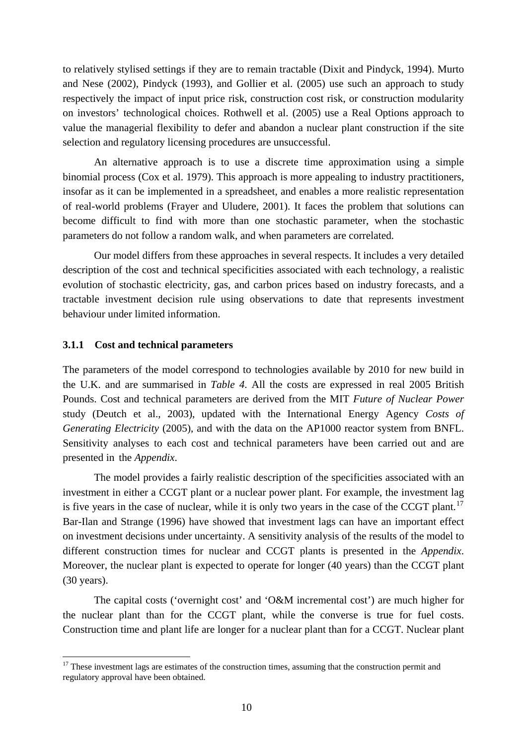to relatively stylised settings if they are to remain tractable (Dixit and Pindyck, 1994). Murto and Nese (2002), Pindyck (1993), and Gollier et al. (2005) use such an approach to study respectively the impact of input price risk, construction cost risk, or construction modularity on investors' technological choices. Rothwell et al. (2005) use a Real Options approach to value the managerial flexibility to defer and abandon a nuclear plant construction if the site selection and regulatory licensing procedures are unsuccessful.

An alternative approach is to use a discrete time approximation using a simple binomial process (Cox et al. 1979). This approach is more appealing to industry practitioners, insofar as it can be implemented in a spreadsheet, and enables a more realistic representation of real-world problems (Frayer and Uludere, 2001). It faces the problem that solutions can become difficult to find with more than one stochastic parameter, when the stochastic parameters do not follow a random walk, and when parameters are correlated.

Our model differs from these approaches in several respects. It includes a very detailed description of the cost and technical specificities associated with each technology, a realistic evolution of stochastic electricity, gas, and carbon prices based on industry forecasts, and a tractable investment decision rule using observations to date that represents investment behaviour under limited information.

### 3.1.1 Cost and technical parameters

The parameters of the model correspond to technologies available by 2010 for new build in the U.K. and are summarised in *Table 4*. All the costs are expressed in real 2005 British Pounds. Cost and technical parameters are derived from the MIT *Future of Nuclear Power* study (Deutch et al., 2003), updated with the International Energy Agency *Costs of Generating Electricity* (2005), and with the data on the AP1000 reactor system from BNFL. Sensitivity analyses to each cost and technical parameters have been carried out and are presented in the *Appendix*.

The model provides a fairly realistic description of the specificities associated with an investment in either a CCGT plant or a nuclear power plant. For example, the investment lag is five years in the case of nuclear, while it is only two years in the case of the CCGT plant.[17] Bar-Ilan and Strange (1996) have showed that investment lags can have an important effect on investment decisions under uncertainty. A sensitivity analysis of the results of the model to different construction times for nuclear and CCGT plants is presented in the *Appendix*. Moreover, the nuclear plant is expected to operate for longer (40 years) than the CCGT plant (30 years).

The capital costs ('overnight cost' and 'O&M incremental cost') are much higher for the nuclear plant than for the CCGT plant, while the converse is true for fuel costs. Construction time and plant life are longer for a nuclear plant than for a CCGT. Nuclear plant

[17] These investment lags are estimates of the construction times, assuming that the construction permit and regulatory approval have been obtained.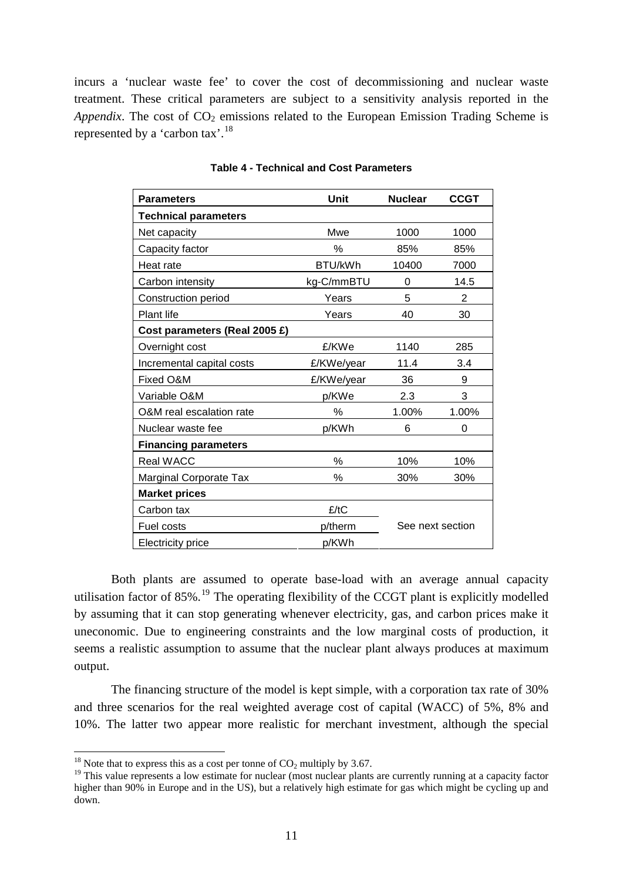incurs a 'nuclear waste fee' to cover the cost of decommissioning and nuclear waste treatment. These critical parameters are subject to a sensitivity analysis reported in the *Appendix*. The cost of $CO_2$ emissions related to the European Emission Trading Scheme is represented by a 'carbon tax'.[18]

**Table 4 - Technical and Cost Parameters**

| Parameters | Unit | Nuclear | CCGT |
|---|---|---|---|
| **Technical parameters** | | | |
| Net capacity | Mwe | 1000 | 1000 |
| Capacity factor | % | 85% | 85% |
| Heat rate | BTU/kWh | 10400 | 7000 |
| Carbon intensity | kg-C/mmBTU | 0 | 14.5 |
| Construction period | Years | 5 | 2 |
| Plant life | Years | 40 | 30 |
| **Cost parameters (Real 2005 £)** | | | |
| Overnight cost | £/KWe | 1140 | 285 |
| Incremental capital costs | £/KWe/year | 11.4 | 3.4 |
| Fixed O&M | £/KWe/year | 36 | 9 |
| Variable O&M | p/KWe | 2.3 | 3 |
| O&M real escalation rate | % | 1.00% | 1.00% |
| Nuclear waste fee | p/KWh | 6 | 0 |
| **Financing parameters** | | | |
| Real WACC | % | 10% | 10% |
| Marginal Corporate Tax | % | 30% | 30% |
| **Market prices** | | | |
| Carbon tax | £/tC | See next section | |
| Fuel costs | p/therm | | |
| Electricity price | p/KWh | | |

Both plants are assumed to operate base-load with an average annual capacity utilisation factor of 85%.[19] The operating flexibility of the CCGT plant is explicitly modelled by assuming that it can stop generating whenever electricity, gas, and carbon prices make it uneconomic. Due to engineering constraints and the low marginal costs of production, it seems a realistic assumption to assume that the nuclear plant always produces at maximum output.

The financing structure of the model is kept simple, with a corporation tax rate of 30% and three scenarios for the real weighted average cost of capital (WACC) of 5%, 8% and 10%. The latter two appear more realistic for merchant investment, although the special

[18] Note that to express this as a cost per tonne of $CO_2$ multiply by 3.67.

[19] This value represents a low estimate for nuclear (most nuclear plants are currently running at a capacity factor higher than 90% in Europe and in the US), but a relatively high estimate for gas which might be cycling up and down.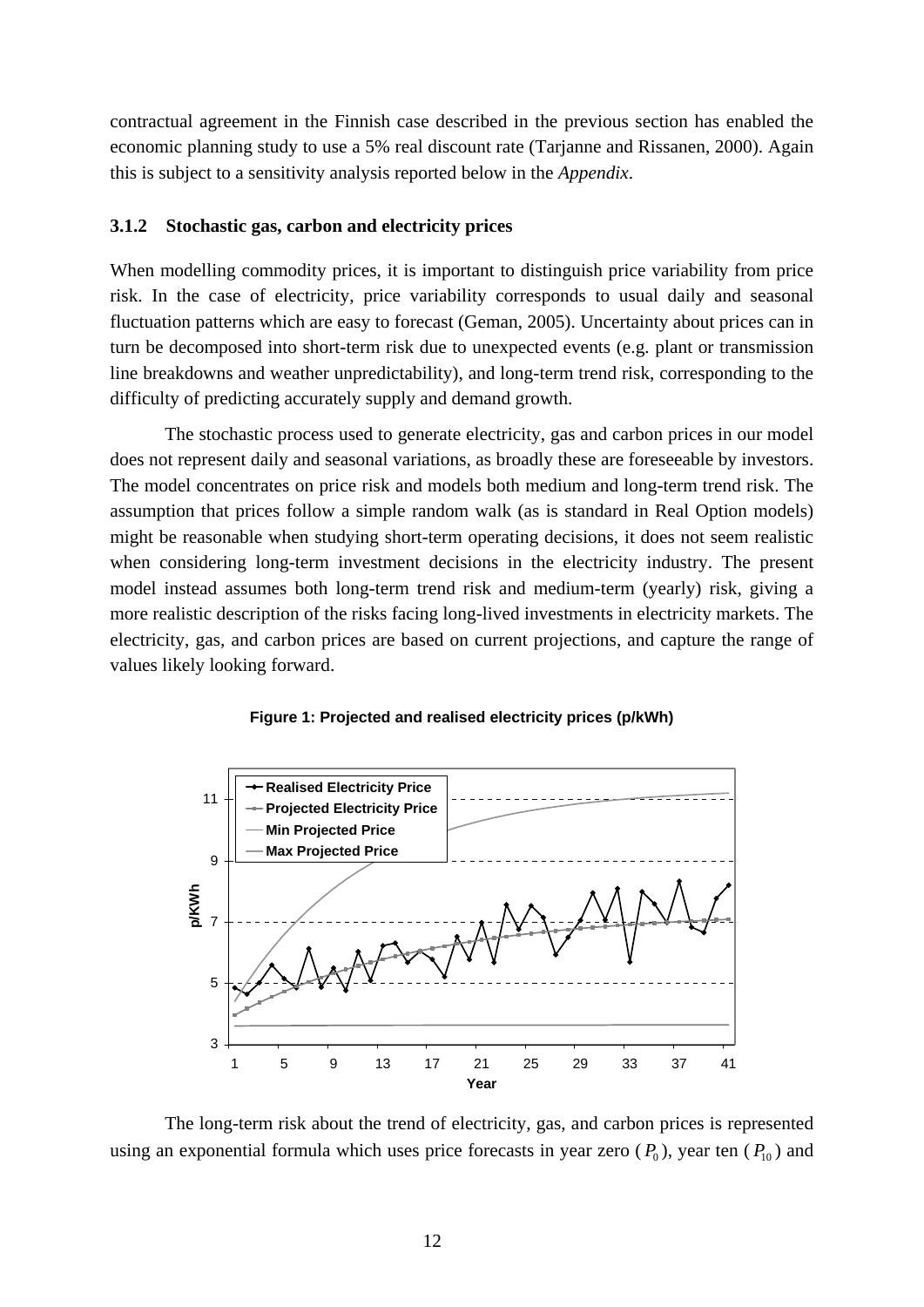contractual agreement in the Finnish case described in the previous section has enabled the economic planning study to use a 5% real discount rate (Tarjanne and Rissanen, 2000). Again this is subject to a sensitivity analysis reported below in the *Appendix*.

### 3.1.2 Stochastic gas, carbon and electricity prices

When modelling commodity prices, it is important to distinguish price variability from price risk. In the case of electricity, price variability corresponds to usual daily and seasonal fluctuation patterns which are easy to forecast (Geman, 2005). Uncertainty about prices can in turn be decomposed into short-term risk due to unexpected events (e.g. plant or transmission line breakdowns and weather unpredictability), and long-term trend risk, corresponding to the difficulty of predicting accurately supply and demand growth.

The stochastic process used to generate electricity, gas and carbon prices in our model does not represent daily and seasonal variations, as broadly these are foreseeable by investors. The model concentrates on price risk and models both medium and long-term trend risk. The assumption that prices follow a simple random walk (as is standard in Real Option models) might be reasonable when studying short-term operating decisions, it does not seem realistic when considering long-term investment decisions in the electricity industry. The present model instead assumes both long-term trend risk and medium-term (yearly) risk, giving a more realistic description of the risks facing long-lived investments in electricity markets. The electricity, gas, and carbon prices are based on current projections, and capture the range of values likely looking forward.

**Figure 1: Projected and realised electricity prices (p/kWh)**

Realised Electricity Price
Projected Electricity Price
Min Projected Price
Max Projected Price

p/KWh
3
5
7
9
11

Year
1 5 9 13 17 21 25 29 33 37 41

The long-term risk about the trend of electricity, gas, and carbon prices is represented using an exponential formula which uses price forecasts in year zero ($P_0$), year ten ($P_{10}$) and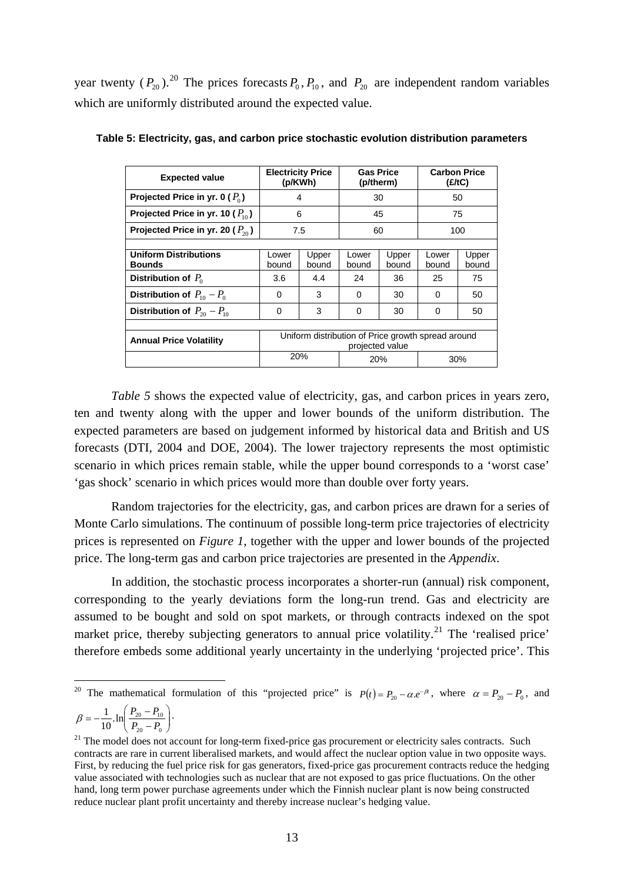year twenty ($P_{20}$).[20] The prices forecasts $P_0, P_{10}$, and $P_{20}$ are independent random variables which are uniformly distributed around the expected value.

**Table 5: Electricity, gas, and carbon price stochastic evolution distribution parameters**

| Expected value | Electricity Price (p/KWh) | | Gas Price (p/therm) | | Carbon Price (£/tC) | |
|---|---|---|---|---|---|---|
| Projected Price in yr. 0 ($P_0$) | 4 | | 30 | | 50 | |
| Projected Price in yr. 10 ($P_{10}$) | 6 | | 45 | | 75 | |
| Projected Price in yr. 20 ($P_{20}$) | 7.5 | | 60 | | 100 | |
| | | | | | | |
| **Uniform Distributions Bounds** | Lower bound | Upper bound | Lower bound | Upper bound | Lower bound | Upper bound |
| Distribution of $P_0$ | 3.6 | 4.4 | 24 | 36 | 25 | 75 |
| Distribution of $P_{10} - P_0$ | 0 | 3 | 0 | 30 | 0 | 50 |
| Distribution of $P_{20} - P_{10}$ | 0 | 3 | 0 | 30 | 0 | 50 |
| | | | | | | |
| **Annual Price Volatility** | Uniform distribution of Price growth spread around projected value | | | | | |
| | 20% | | 20% | | 30% | |

*Table 5* shows the expected value of electricity, gas, and carbon prices in years zero, ten and twenty along with the upper and lower bounds of the uniform distribution. The expected parameters are based on judgement informed by historical data and British and US forecasts (DTI, 2004 and DOE, 2004). The lower trajectory represents the most optimistic scenario in which prices remain stable, while the upper bound corresponds to a 'worst case' 'gas shock' scenario in which prices would more than double over forty years.

Random trajectories for the electricity, gas, and carbon prices are drawn for a series of Monte Carlo simulations. The continuum of possible long-term price trajectories of electricity prices is represented on *Figure 1*, together with the upper and lower bounds of the projected price. The long-term gas and carbon price trajectories are presented in the *Appendix*.

In addition, the stochastic process incorporates a shorter-run (annual) risk component, corresponding to the yearly deviations form the long-run trend. Gas and electricity are assumed to be bought and sold on spot markets, or through contracts indexed on the spot market price, thereby subjecting generators to annual price volatility.[21] The 'realised price' therefore embeds some additional yearly uncertainty in the underlying 'projected price'. This

---

[20] The mathematical formulation of this "projected price" is $P(t) = P_{20} - \alpha . e^{-\beta t}$, where $\alpha = P_{20} - P_0$, and $\beta = -\frac{1}{10} . \ln\left(\frac{P_{20} - P_{10}}{P_{20} - P_0}\right)$.

[21] The model does not account for long-term fixed-price gas procurement or electricity sales contracts. Such contracts are rare in current liberalised markets, and would affect the nuclear option value in two opposite ways. First, by reducing the fuel price risk for gas generators, fixed-price gas procurement contracts reduce the hedging value associated with technologies such as nuclear that are not exposed to gas price fluctuations. On the other hand, long term power purchase agreements under which the Finnish nuclear plant is now being constructed reduce nuclear plant profit uncertainty and thereby increase nuclear's hedging value.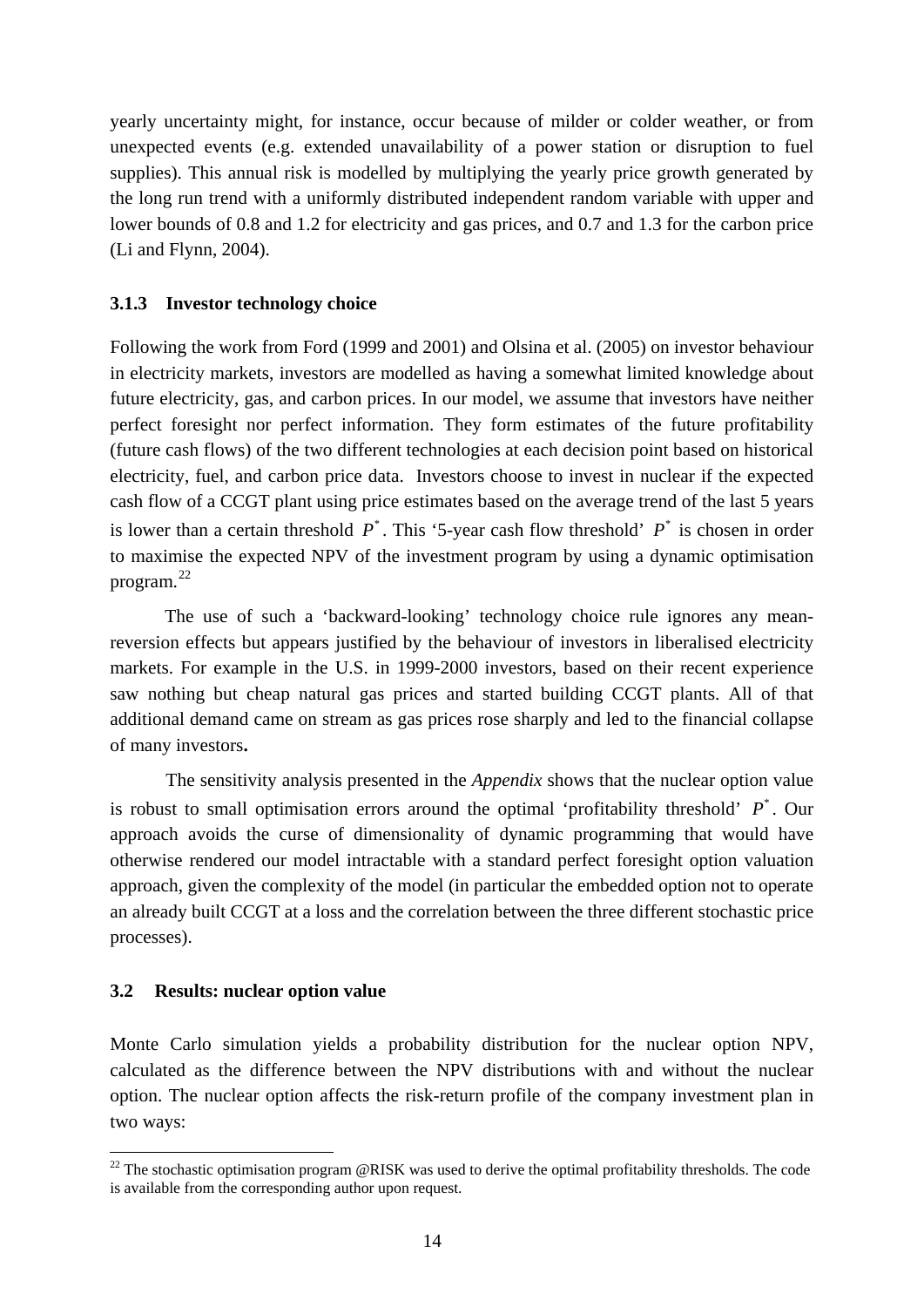yearly uncertainty might, for instance, occur because of milder or colder weather, or from unexpected events (e.g. extended unavailability of a power station or disruption to fuel supplies). This annual risk is modelled by multiplying the yearly price growth generated by the long run trend with a uniformly distributed independent random variable with upper and lower bounds of 0.8 and 1.2 for electricity and gas prices, and 0.7 and 1.3 for the carbon price (Li and Flynn, 2004).

### 3.1.3 Investor technology choice

Following the work from Ford (1999 and 2001) and Olsina et al. (2005) on investor behaviour in electricity markets, investors are modelled as having a somewhat limited knowledge about future electricity, gas, and carbon prices. In our model, we assume that investors have neither perfect foresight nor perfect information. They form estimates of the future profitability (future cash flows) of the two different technologies at each decision point based on historical electricity, fuel, and carbon price data. Investors choose to invest in nuclear if the expected cash flow of a CCGT plant using price estimates based on the average trend of the last 5 years is lower than a certain threshold $P^*$. This '5-year cash flow threshold' $P^*$ is chosen in order to maximise the expected NPV of the investment program by using a dynamic optimisation program.[22]

The use of such a 'backward-looking' technology choice rule ignores any mean-reversion effects but appears justified by the behaviour of investors in liberalised electricity markets. For example in the U.S. in 1999-2000 investors, based on their recent experience saw nothing but cheap natural gas prices and started building CCGT plants. All of that additional demand came on stream as gas prices rose sharply and led to the financial collapse of many investors**.**

The sensitivity analysis presented in the *Appendix* shows that the nuclear option value is robust to small optimisation errors around the optimal 'profitability threshold' $P^*$. Our approach avoids the curse of dimensionality of dynamic programming that would have otherwise rendered our model intractable with a standard perfect foresight option valuation approach, given the complexity of the model (in particular the embedded option not to operate an already built CCGT at a loss and the correlation between the three different stochastic price processes).

## 3.2 Results: nuclear option value

Monte Carlo simulation yields a probability distribution for the nuclear option NPV, calculated as the difference between the NPV distributions with and without the nuclear option. The nuclear option affects the risk-return profile of the company investment plan in two ways:

[22] The stochastic optimisation program @RISK was used to derive the optimal profitability thresholds. The code is available from the corresponding author upon request.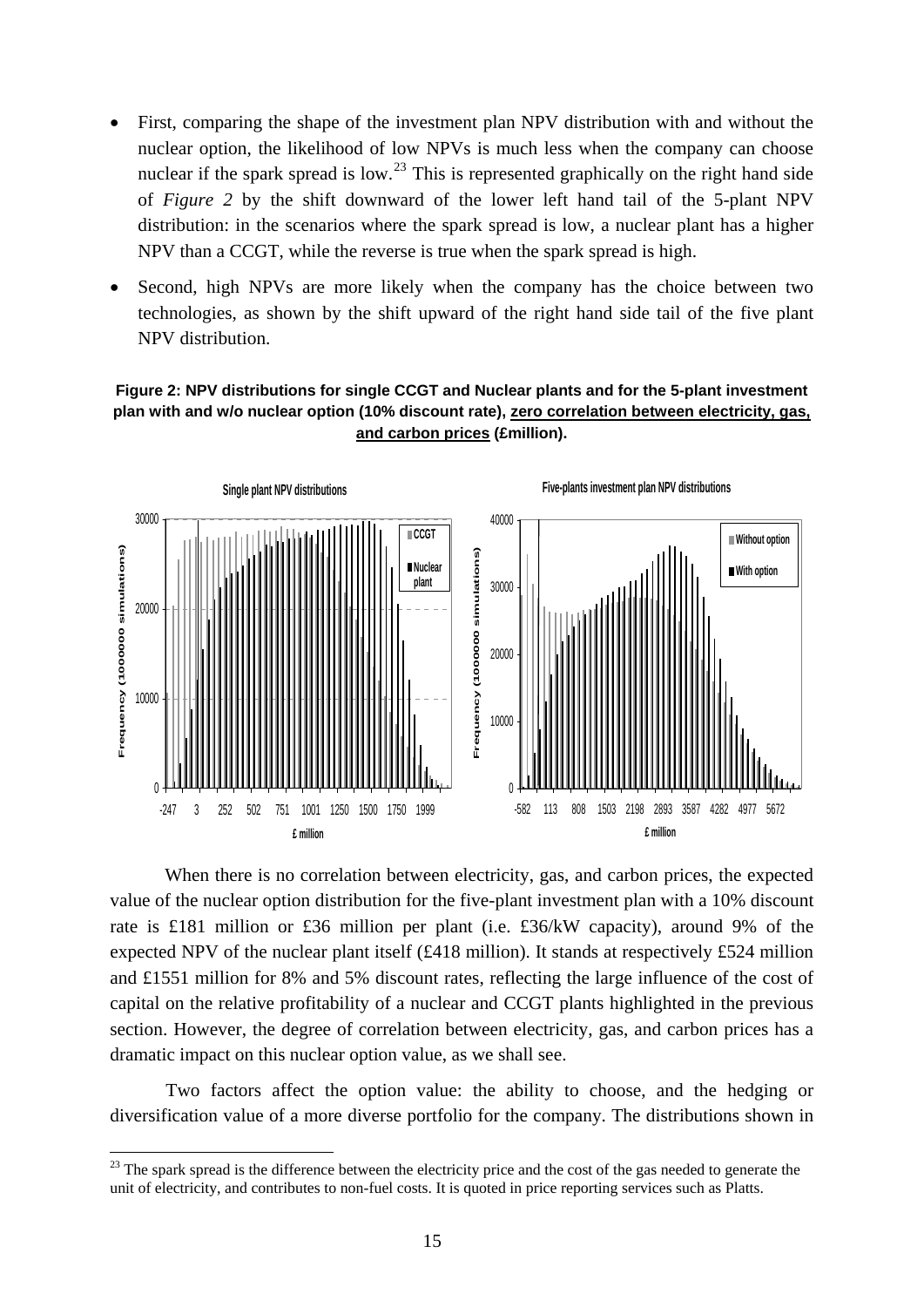- First, comparing the shape of the investment plan NPV distribution with and without the nuclear option, the likelihood of low NPVs is much less when the company can choose nuclear if the spark spread is low.[23] This is represented graphically on the right hand side of *Figure 2* by the shift downward of the lower left hand tail of the 5-plant NPV distribution: in the scenarios where the spark spread is low, a nuclear plant has a higher NPV than a CCGT, while the reverse is true when the spark spread is high.
- Second, high NPVs are more likely when the company has the choice between two technologies, as shown by the shift upward of the right hand side tail of the five plant NPV distribution.

**Figure 2: NPV distributions for single CCGT and Nuclear plants and for the 5-plant investment plan with and w/o nuclear option (10% discount rate), <u>zero correlation between electricity, gas, and carbon prices</u> (£million).**

Single plant NPV distributions

Frequency (1000000 simulations)

30000
20000
10000
0

-247 3 252 502 751 1001 1250 1500 1750 1999

£ million

CCGT
Nuclear plant

Five-plants investment plan NPV distributions

Frequency (1000000 simulations)

40000
30000
20000
10000
0

-582 113 808 1503 2198 2893 3587 4282 4977 5672

£ million

Without option
With option

When there is no correlation between electricity, gas, and carbon prices, the expected value of the nuclear option distribution for the five-plant investment plan with a 10% discount rate is £181 million or £36 million per plant (i.e. £36/kW capacity), around 9% of the expected NPV of the nuclear plant itself (£418 million). It stands at respectively £524 million and £1551 million for 8% and 5% discount rates, reflecting the large influence of the cost of capital on the relative profitability of a nuclear and CCGT plants highlighted in the previous section. However, the degree of correlation between electricity, gas, and carbon prices has a dramatic impact on this nuclear option value, as we shall see.

Two factors affect the option value: the ability to choose, and the hedging or diversification value of a more diverse portfolio for the company. The distributions shown in

[23] The spark spread is the difference between the electricity price and the cost of the gas needed to generate the unit of electricity, and contributes to non-fuel costs. It is quoted in price reporting services such as Platts.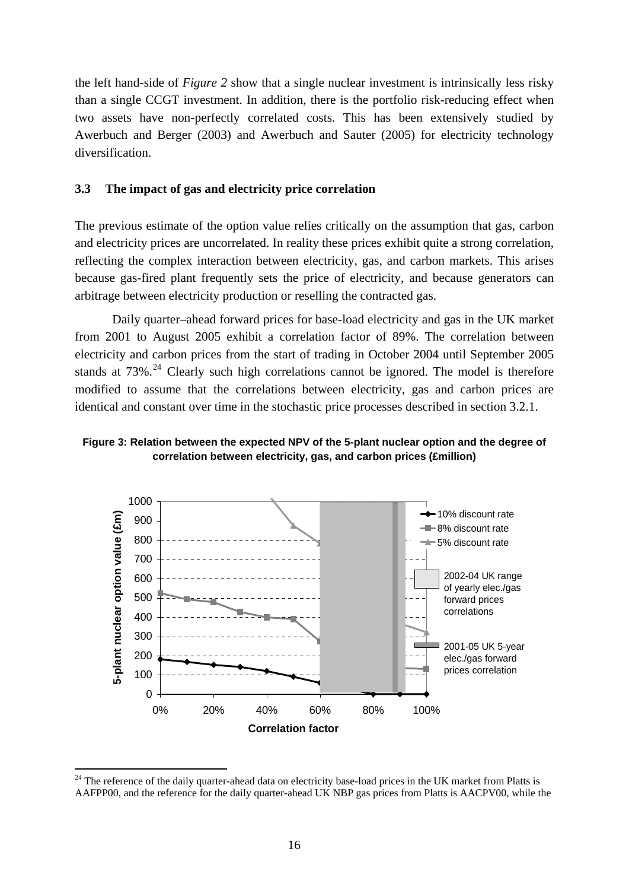the left hand-side of *Figure 2* show that a single nuclear investment is intrinsically less risky than a single CCGT investment. In addition, there is the portfolio risk-reducing effect when two assets have non-perfectly correlated costs. This has been extensively studied by Awerbuch and Berger (2003) and Awerbuch and Sauter (2005) for electricity technology diversification.

### 3.3 The impact of gas and electricity price correlation

The previous estimate of the option value relies critically on the assumption that gas, carbon and electricity prices are uncorrelated. In reality these prices exhibit quite a strong correlation, reflecting the complex interaction between electricity, gas, and carbon markets. This arises because gas-fired plant frequently sets the price of electricity, and because generators can arbitrage between electricity production or reselling the contracted gas.

Daily quarter–ahead forward prices for base-load electricity and gas in the UK market from 2001 to August 2005 exhibit a correlation factor of 89%. The correlation between electricity and carbon prices from the start of trading in October 2004 until September 2005 stands at 73%.[24] Clearly such high correlations cannot be ignored. The model is therefore modified to assume that the correlations between electricity, gas and carbon prices are identical and constant over time in the stochastic price processes described in section 3.2.1.

**Figure 3: Relation between the expected NPV of the 5-plant nuclear option and the degree of correlation between electricity, gas, and carbon prices (£million)**

5-plant nuclear option value (£m)
0
100
200
300
400
500
600
700
800
900
1000
0%
20%
40%
60%
80%
100%
Correlation factor
10% discount rate
8% discount rate
5% discount rate
2002-04 UK range of yearly elec./gas forward prices correlations
2001-05 UK 5-year elec./gas forward prices correlation

---

[24] The reference of the daily quarter-ahead data on electricity base-load prices in the UK market from Platts is AAFPP00, and the reference for the daily quarter-ahead UK NBP gas prices from Platts is AACPV00, while the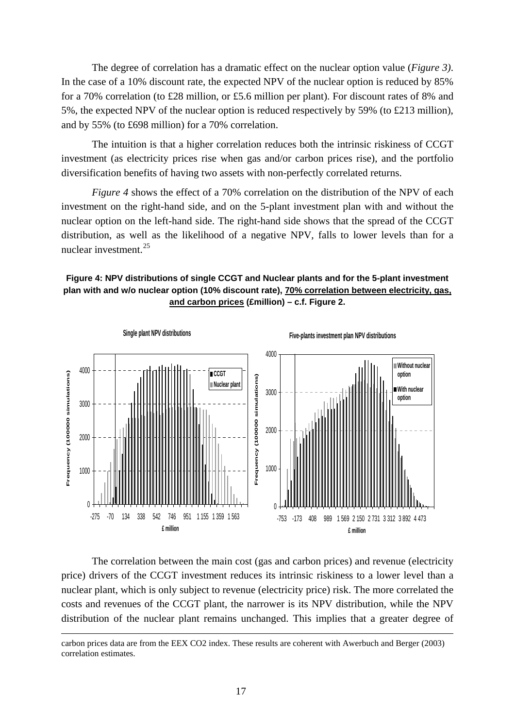The degree of correlation has a dramatic effect on the nuclear option value (*Figure 3)*. In the case of a 10% discount rate, the expected NPV of the nuclear option is reduced by 85% for a 70% correlation (to £28 million, or £5.6 million per plant). For discount rates of 8% and 5%, the expected NPV of the nuclear option is reduced respectively by 59% (to £213 million), and by 55% (to £698 million) for a 70% correlation.

The intuition is that a higher correlation reduces both the intrinsic riskiness of CCGT investment (as electricity prices rise when gas and/or carbon prices rise), and the portfolio diversification benefits of having two assets with non-perfectly correlated returns.

*Figure 4* shows the effect of a 70% correlation on the distribution of the NPV of each investment on the right-hand side, and on the 5-plant investment plan with and without the nuclear option on the left-hand side. The right-hand side shows that the spread of the CCGT distribution, as well as the likelihood of a negative NPV, falls to lower levels than for a nuclear investment.[25]

**Figure 4: NPV distributions of single CCGT and Nuclear plants and for the 5-plant investment plan with and w/o nuclear option (10% discount rate), 70% correlation between electricity, gas, and carbon prices (£million) – c.f. Figure 2.**

Single plant NPV distributions

Frequency (100000 simulations)

0, 1000, 2000, 3000, 4000

-275, -70, 134, 338, 542, 746, 951, 1 155, 1 359, 1 563

£ million

CCGT

Nuclear plant

Five-plants investment plan NPV distributions

Frequency (100000 simulations)

0, 1000, 2000, 3000, 4000

-753, -173, 408, 989, 1 569, 2 150, 2 731, 3 312, 3 892, 4 473

£ million

Without nuclear option

With nuclear option

The correlation between the main cost (gas and carbon prices) and revenue (electricity price) drivers of the CCGT investment reduces its intrinsic riskiness to a lower level than a nuclear plant, which is only subject to revenue (electricity price) risk. The more correlated the costs and revenues of the CCGT plant, the narrower is its NPV distribution, while the NPV distribution of the nuclear plant remains unchanged. This implies that a greater degree of

carbon prices data are from the EEX CO2 index. These results are coherent with Awerbuch and Berger (2003) correlation estimates.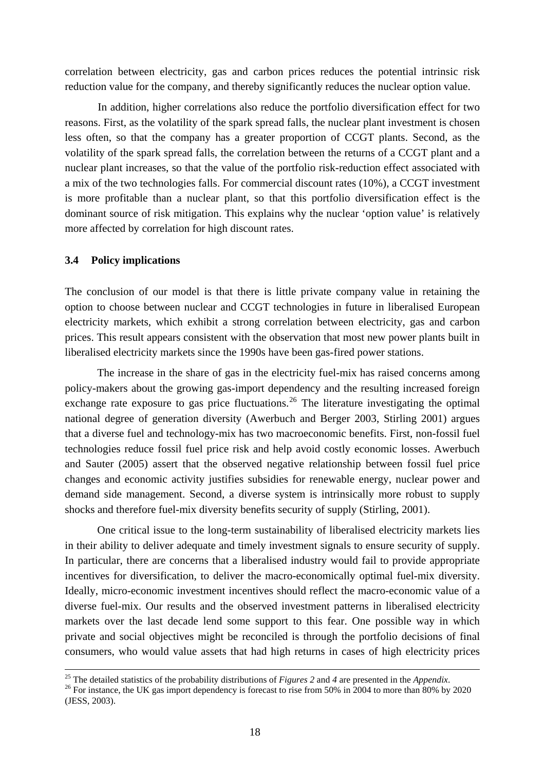correlation between electricity, gas and carbon prices reduces the potential intrinsic risk reduction value for the company, and thereby significantly reduces the nuclear option value.

In addition, higher correlations also reduce the portfolio diversification effect for two reasons. First, as the volatility of the spark spread falls, the nuclear plant investment is chosen less often, so that the company has a greater proportion of CCGT plants. Second, as the volatility of the spark spread falls, the correlation between the returns of a CCGT plant and a nuclear plant increases, so that the value of the portfolio risk-reduction effect associated with a mix of the two technologies falls. For commercial discount rates (10%), a CCGT investment is more profitable than a nuclear plant, so that this portfolio diversification effect is the dominant source of risk mitigation. This explains why the nuclear 'option value' is relatively more affected by correlation for high discount rates.

### 3.4 Policy implications

The conclusion of our model is that there is little private company value in retaining the option to choose between nuclear and CCGT technologies in future in liberalised European electricity markets, which exhibit a strong correlation between electricity, gas and carbon prices. This result appears consistent with the observation that most new power plants built in liberalised electricity markets since the 1990s have been gas-fired power stations.

The increase in the share of gas in the electricity fuel-mix has raised concerns among policy-makers about the growing gas-import dependency and the resulting increased foreign exchange rate exposure to gas price fluctuations.[26] The literature investigating the optimal national degree of generation diversity (Awerbuch and Berger 2003, Stirling 2001) argues that a diverse fuel and technology-mix has two macroeconomic benefits. First, non-fossil fuel technologies reduce fossil fuel price risk and help avoid costly economic losses. Awerbuch and Sauter (2005) assert that the observed negative relationship between fossil fuel price changes and economic activity justifies subsidies for renewable energy, nuclear power and demand side management. Second, a diverse system is intrinsically more robust to supply shocks and therefore fuel-mix diversity benefits security of supply (Stirling, 2001).

One critical issue to the long-term sustainability of liberalised electricity markets lies in their ability to deliver adequate and timely investment signals to ensure security of supply. In particular, there are concerns that a liberalised industry would fail to provide appropriate incentives for diversification, to deliver the macro-economically optimal fuel-mix diversity. Ideally, micro-economic investment incentives should reflect the macro-economic value of a diverse fuel-mix. Our results and the observed investment patterns in liberalised electricity markets over the last decade lend some support to this fear. One possible way in which private and social objectives might be reconciled is through the portfolio decisions of final consumers, who would value assets that had high returns in cases of high electricity prices

[25] The detailed statistics of the probability distributions of *Figures 2* and *4* are presented in the *Appendix*.

[26] For instance, the UK gas import dependency is forecast to rise from 50% in 2004 to more than 80% by 2020 (JESS, 2003).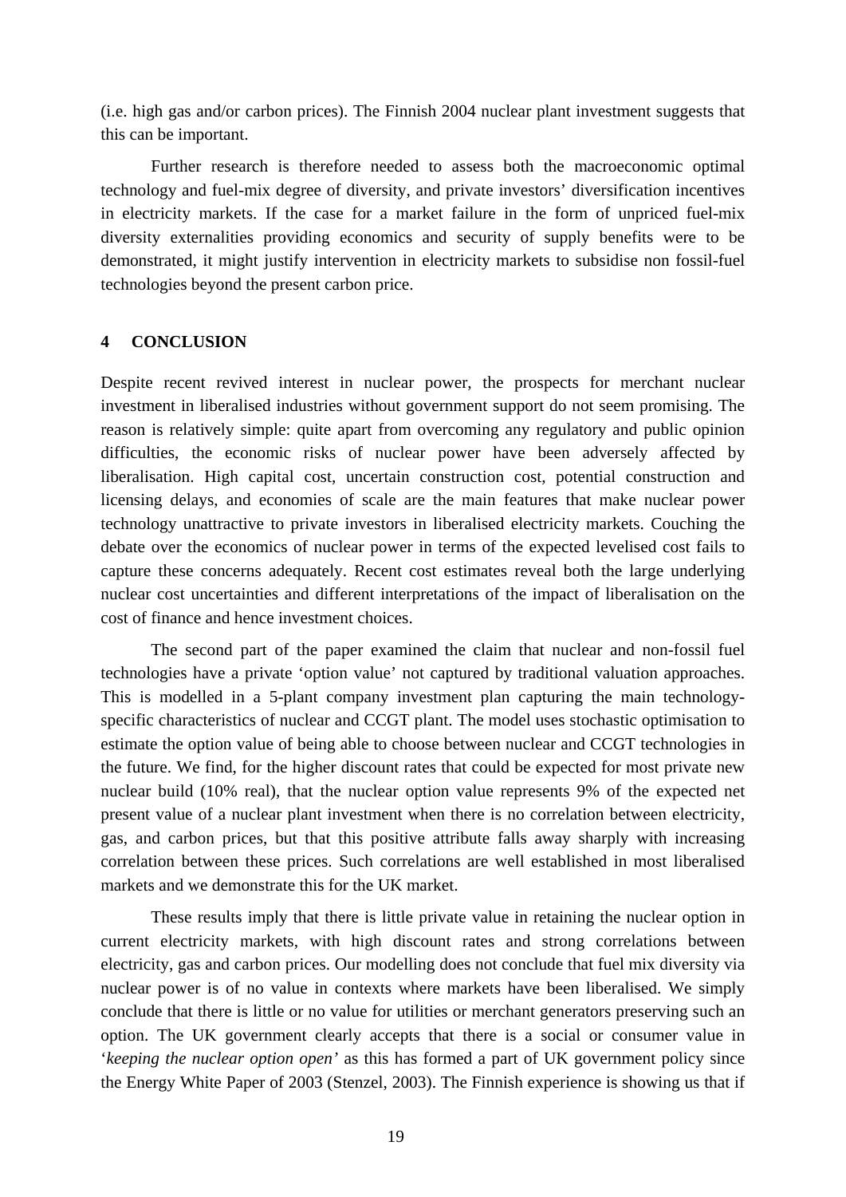(i.e. high gas and/or carbon prices). The Finnish 2004 nuclear plant investment suggests that this can be important.

Further research is therefore needed to assess both the macroeconomic optimal technology and fuel-mix degree of diversity, and private investors' diversification incentives in electricity markets. If the case for a market failure in the form of unpriced fuel-mix diversity externalities providing economics and security of supply benefits were to be demonstrated, it might justify intervention in electricity markets to subsidise non fossil-fuel technologies beyond the present carbon price.

## 4 CONCLUSION

Despite recent revived interest in nuclear power, the prospects for merchant nuclear investment in liberalised industries without government support do not seem promising. The reason is relatively simple: quite apart from overcoming any regulatory and public opinion difficulties, the economic risks of nuclear power have been adversely affected by liberalisation. High capital cost, uncertain construction cost, potential construction and licensing delays, and economies of scale are the main features that make nuclear power technology unattractive to private investors in liberalised electricity markets. Couching the debate over the economics of nuclear power in terms of the expected levelised cost fails to capture these concerns adequately. Recent cost estimates reveal both the large underlying nuclear cost uncertainties and different interpretations of the impact of liberalisation on the cost of finance and hence investment choices.

The second part of the paper examined the claim that nuclear and non-fossil fuel technologies have a private 'option value' not captured by traditional valuation approaches. This is modelled in a 5-plant company investment plan capturing the main technology-specific characteristics of nuclear and CCGT plant. The model uses stochastic optimisation to estimate the option value of being able to choose between nuclear and CCGT technologies in the future. We find, for the higher discount rates that could be expected for most private new nuclear build (10% real), that the nuclear option value represents 9% of the expected net present value of a nuclear plant investment when there is no correlation between electricity, gas, and carbon prices, but that this positive attribute falls away sharply with increasing correlation between these prices. Such correlations are well established in most liberalised markets and we demonstrate this for the UK market.

These results imply that there is little private value in retaining the nuclear option in current electricity markets, with high discount rates and strong correlations between electricity, gas and carbon prices. Our modelling does not conclude that fuel mix diversity via nuclear power is of no value in contexts where markets have been liberalised. We simply conclude that there is little or no value for utilities or merchant generators preserving such an option. The UK government clearly accepts that there is a social or consumer value in '*keeping the nuclear option open*' as this has formed a part of UK government policy since the Energy White Paper of 2003 (Stenzel, 2003). The Finnish experience is showing us that if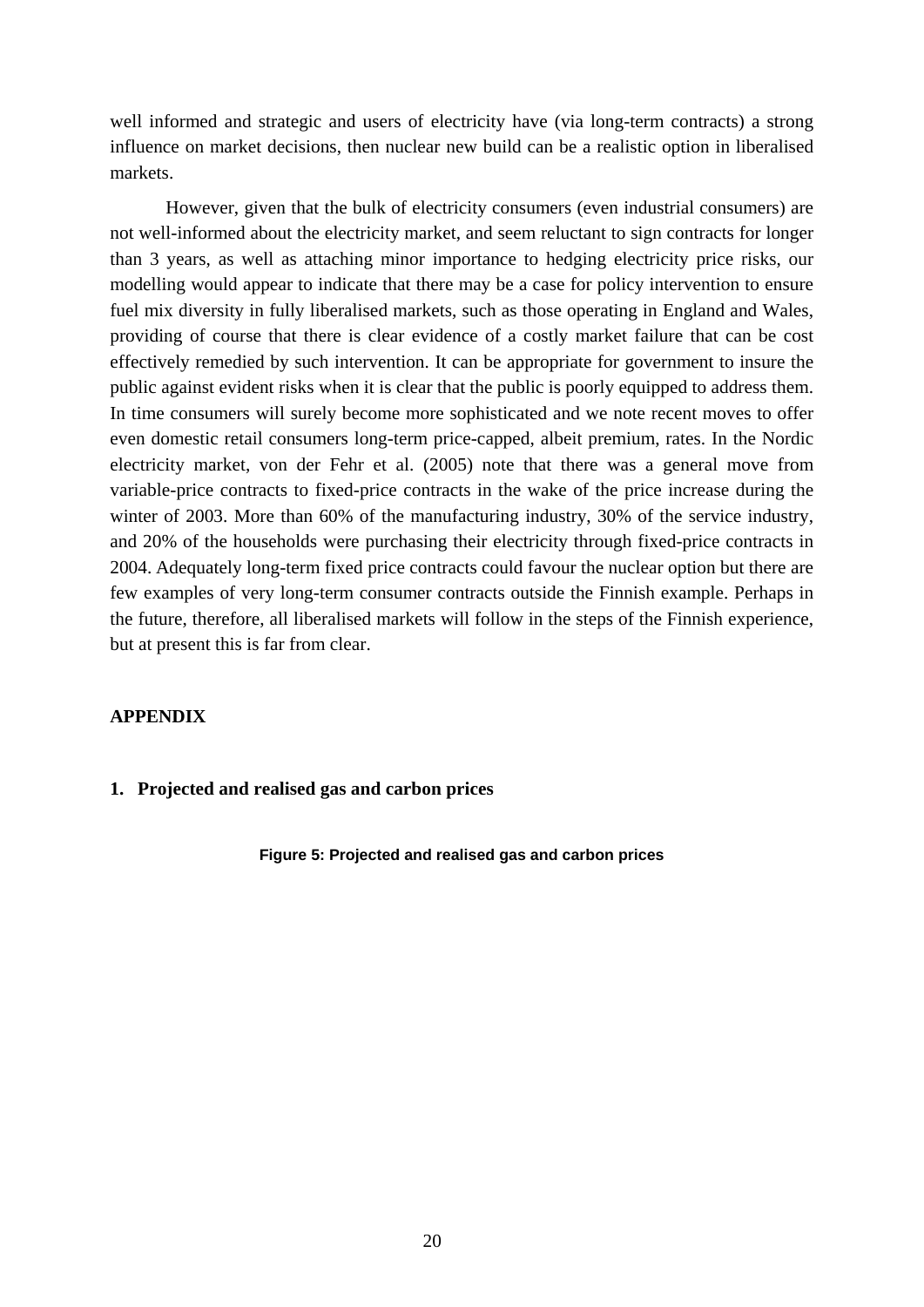well informed and strategic and users of electricity have (via long-term contracts) a strong influence on market decisions, then nuclear new build can be a realistic option in liberalised markets.

However, given that the bulk of electricity consumers (even industrial consumers) are not well-informed about the electricity market, and seem reluctant to sign contracts for longer than 3 years, as well as attaching minor importance to hedging electricity price risks, our modelling would appear to indicate that there may be a case for policy intervention to ensure fuel mix diversity in fully liberalised markets, such as those operating in England and Wales, providing of course that there is clear evidence of a costly market failure that can be cost effectively remedied by such intervention. It can be appropriate for government to insure the public against evident risks when it is clear that the public is poorly equipped to address them. In time consumers will surely become more sophisticated and we note recent moves to offer even domestic retail consumers long-term price-capped, albeit premium, rates. In the Nordic electricity market, von der Fehr et al. (2005) note that there was a general move from variable-price contracts to fixed-price contracts in the wake of the price increase during the winter of 2003. More than 60% of the manufacturing industry, 30% of the service industry, and 20% of the households were purchasing their electricity through fixed-price contracts in 2004. Adequately long-term fixed price contracts could favour the nuclear option but there are few examples of very long-term consumer contracts outside the Finnish example. Perhaps in the future, therefore, all liberalised markets will follow in the steps of the Finnish experience, but at present this is far from clear.

## APPENDIX

### 1. Projected and realised gas and carbon prices

**Figure 5: Projected and realised gas and carbon prices**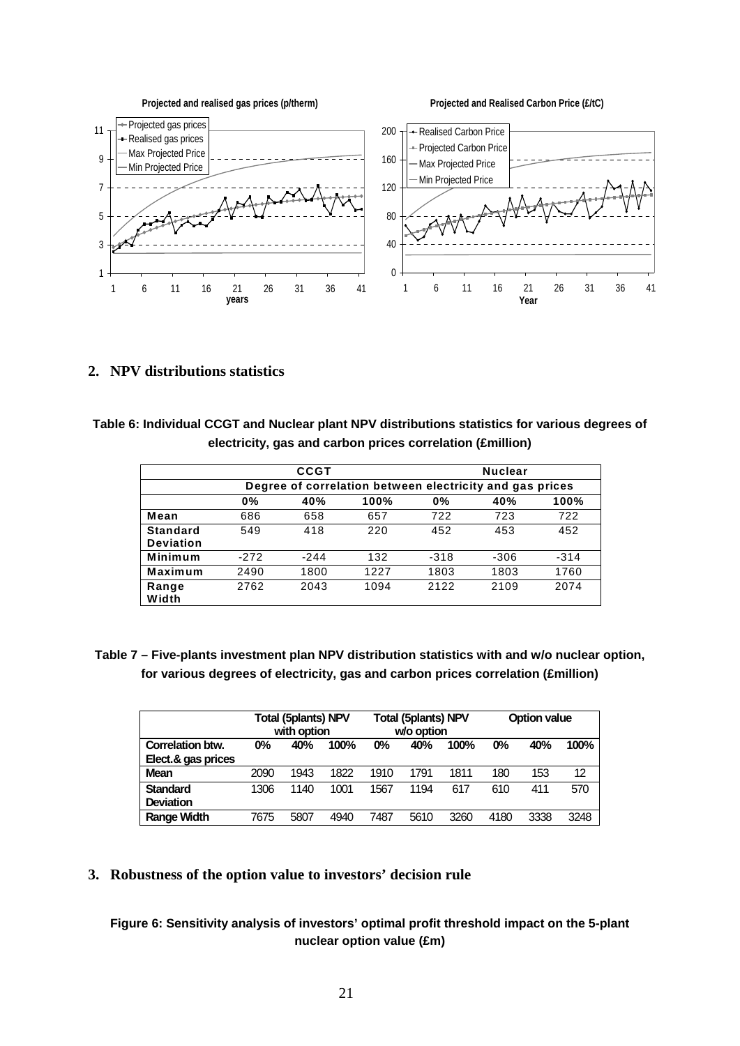Projected and realised gas prices (p/therm)

11
9
7
5
3
1

1 6 11 16 21 26 31 36 41

years

Projected gas prices
Realised gas prices
Max Projected Price
Min Projected Price

Projected and Realised Carbon Price (£/tC)

200
160
120
80
40
0

1 6 11 16 21 26 31 36 41

Year

Realised Carbon Price
Projected Carbon Price
Max Projected Price
Min Projected Price

## 2. NPV distributions statistics

**Table 6: Individual CCGT and Nuclear plant NPV distributions statistics for various degrees of electricity, gas and carbon prices correlation (£million)**

| | CCGT | | | Nuclear | | |
|---|---|---|---|---|---|---|
| | Degree of correlation between electricity and gas prices | | | | | |
| | 0% | 40% | 100% | 0% | 40% | 100% |
| **Mean** | 686 | 658 | 657 | 722 | 723 | 722 |
| **Standard Deviation** | 549 | 418 | 220 | 452 | 453 | 452 |
| **Minimum** | -272 | -244 | 132 | -318 | -306 | -314 |
| **Maximum** | 2490 | 1800 | 1227 | 1803 | 1803 | 1760 |
| **Range Width** | 2762 | 2043 | 1094 | 2122 | 2109 | 2074 |

**Table 7 – Five-plants investment plan NPV distribution statistics with and w/o nuclear option, for various degrees of electricity, gas and carbon prices correlation (£million)**

| | Total (5plants) NPV with option | | | Total (5plants) NPV w/o option | | | Option value | | |
|---|---|---|---|---|---|---|---|---|---|
| **Correlation btw. Elect.& gas prices** | **0%** | **40%** | **100%** | **0%** | **40%** | **100%** | **0%** | **40%** | **100%** |
| **Mean** | 2090 | 1943 | 1822 | 1910 | 1791 | 1811 | 180 | 153 | 12 |
| **Standard Deviation** | 1306 | 1140 | 1001 | 1567 | 1194 | 617 | 610 | 411 | 570 |
| **Range Width** | 7675 | 5807 | 4940 | 7487 | 5610 | 3260 | 4180 | 3338 | 3248 |

## 3. Robustness of the option value to investors' decision rule

**Figure 6: Sensitivity analysis of investors' optimal profit threshold impact on the 5-plant nuclear option value (£m)**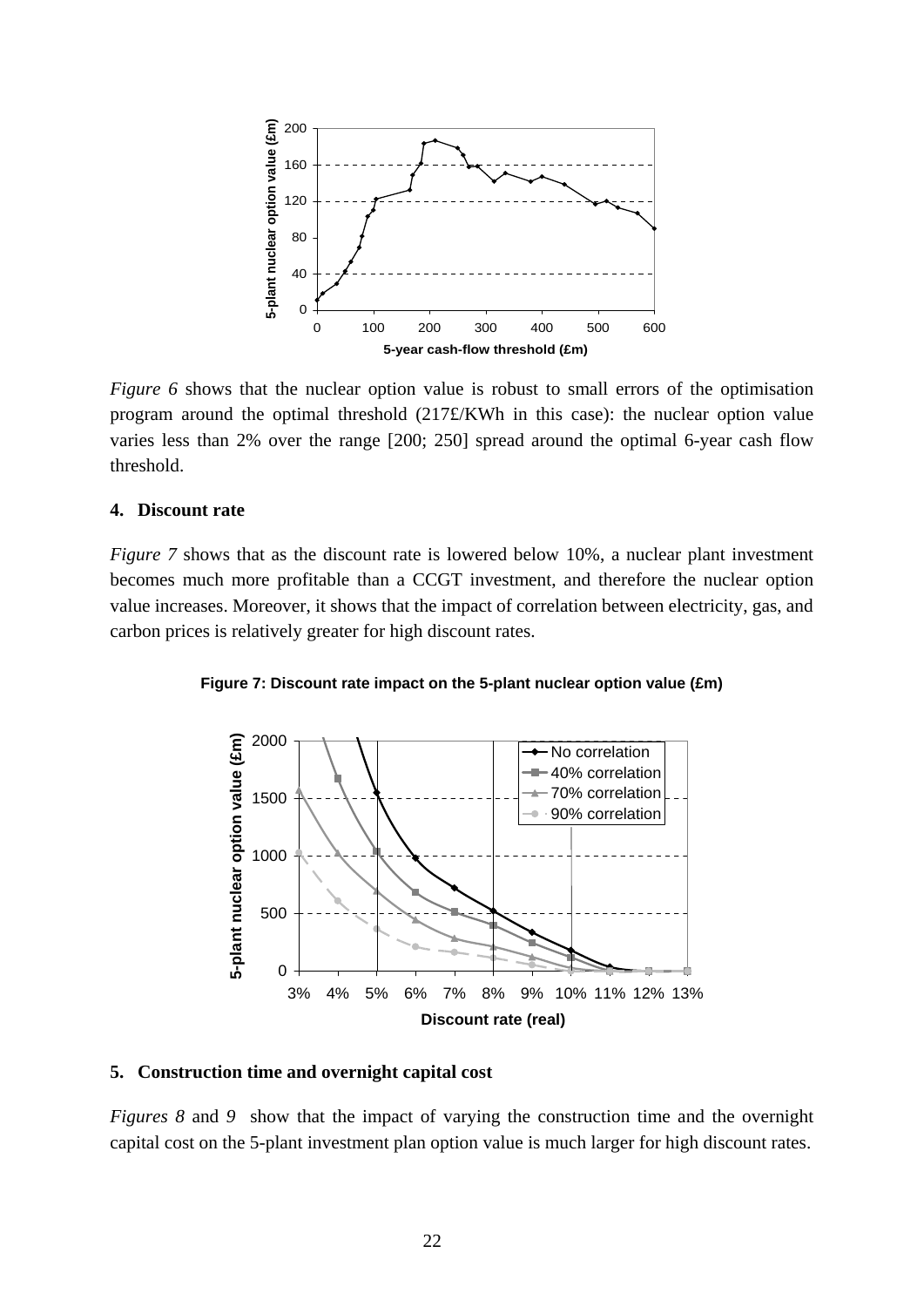5-plant nuclear option value (£m)

200
160
120
80
40
0

0 100 200 300 400 500 600

5-year cash-flow threshold (£m)

*Figure 6* shows that the nuclear option value is robust to small errors of the optimisation program around the optimal threshold (217£/KWh in this case): the nuclear option value varies less than 2% over the range [200; 250] spread around the optimal 6-year cash flow threshold.

## 4. Discount rate

*Figure 7* shows that as the discount rate is lowered below 10%, a nuclear plant investment becomes much more profitable than a CCGT investment, and therefore the nuclear option value increases. Moreover, it shows that the impact of correlation between electricity, gas, and carbon prices is relatively greater for high discount rates.

**Figure 7: Discount rate impact on the 5-plant nuclear option value (£m)**

5-plant nuclear option value (£m)

2000
1500
1000
500
0

3% 4% 5% 6% 7% 8% 9% 10% 11% 12% 13%

Discount rate (real)

No correlation
40% correlation
70% correlation
90% correlation

## 5. Construction time and overnight capital cost

*Figures 8* and *9* show that the impact of varying the construction time and the overnight capital cost on the 5-plant investment plan option value is much larger for high discount rates.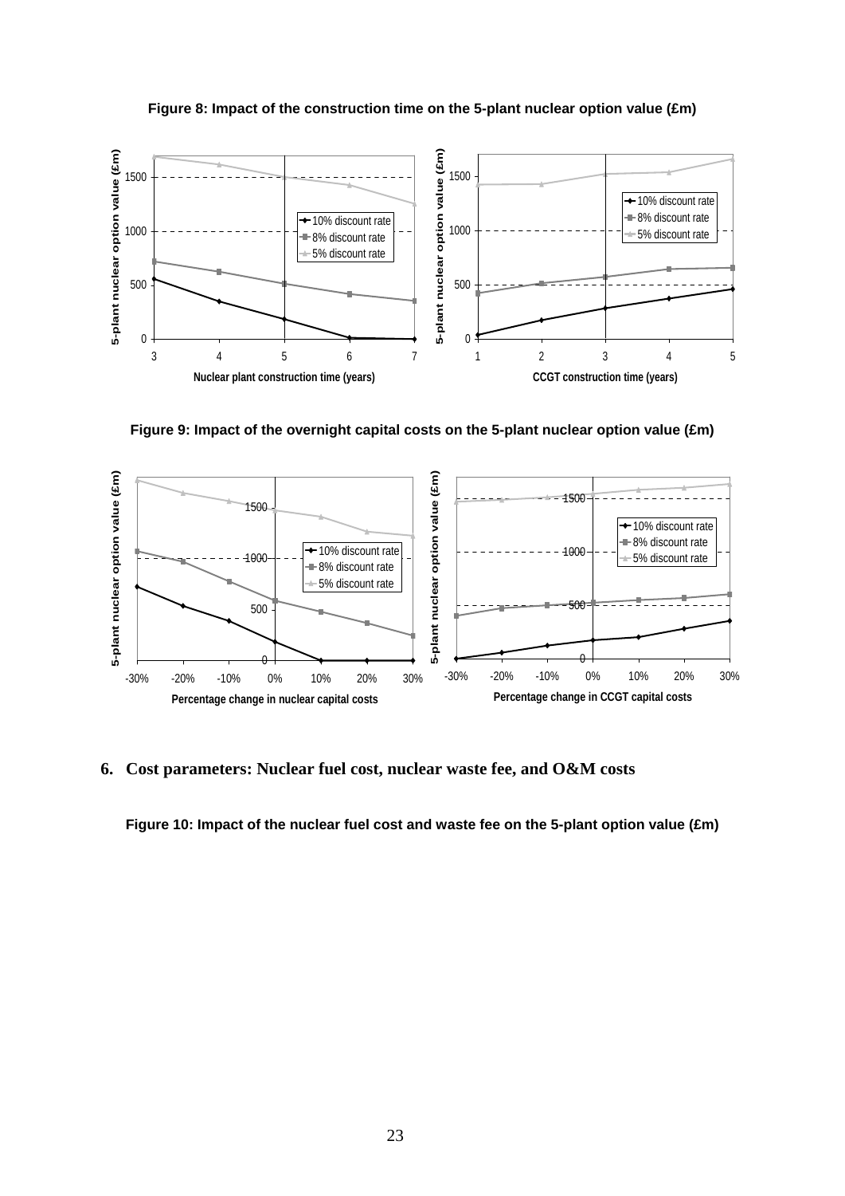**Figure 8: Impact of the construction time on the 5-plant nuclear option value (£m)**

**Figure 9: Impact of the overnight capital costs on the 5-plant nuclear option value (£m)**

## 6. Cost parameters: Nuclear fuel cost, nuclear waste fee, and O&M costs

**Figure 10: Impact of the nuclear fuel cost and waste fee on the 5-plant option value (£m)**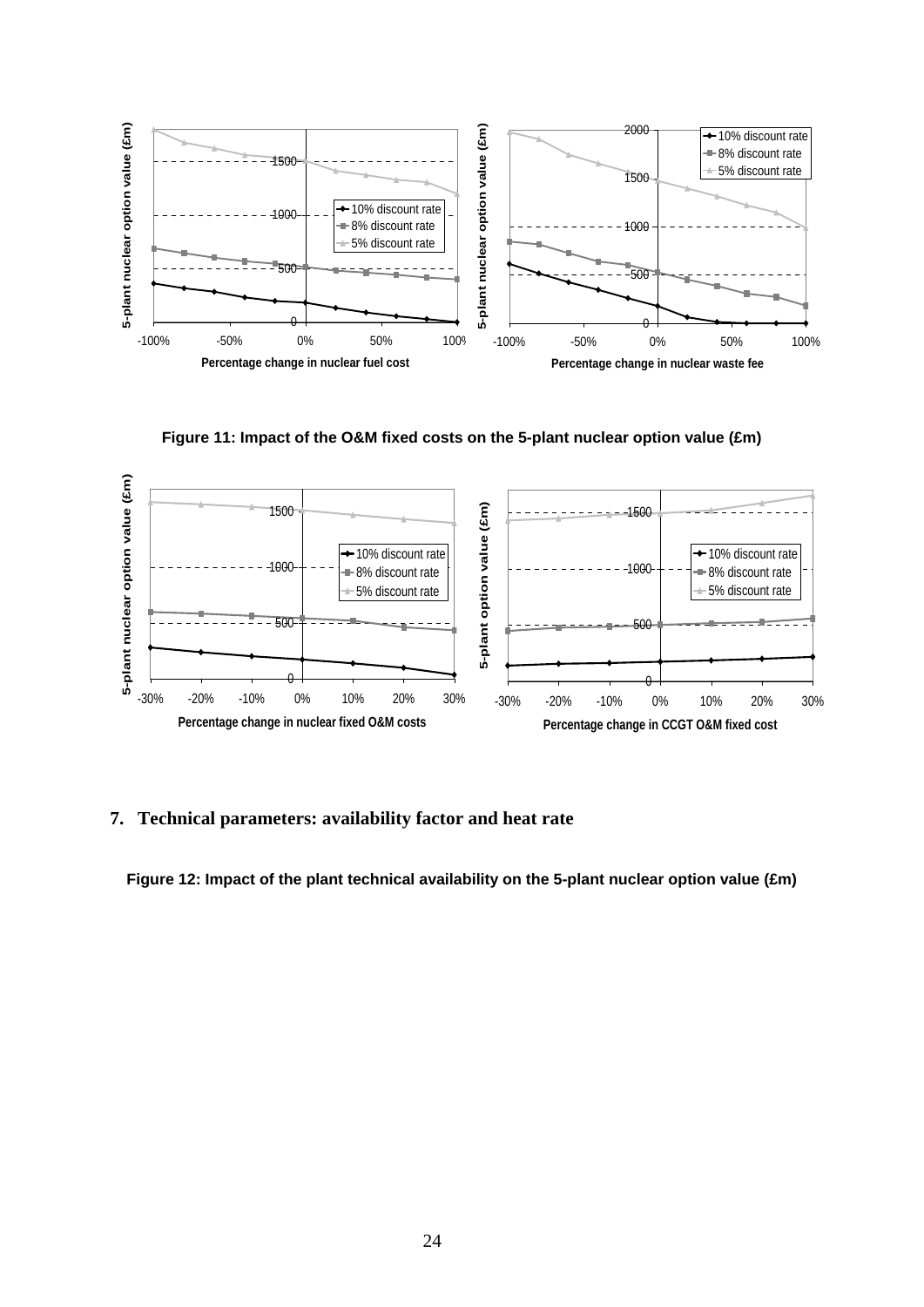Figure 11: Impact of the O&M fixed costs on the 5-plant nuclear option value (£m)

## 7. Technical parameters: availability factor and heat rate

Figure 12: Impact of the plant technical availability on the 5-plant nuclear option value (£m)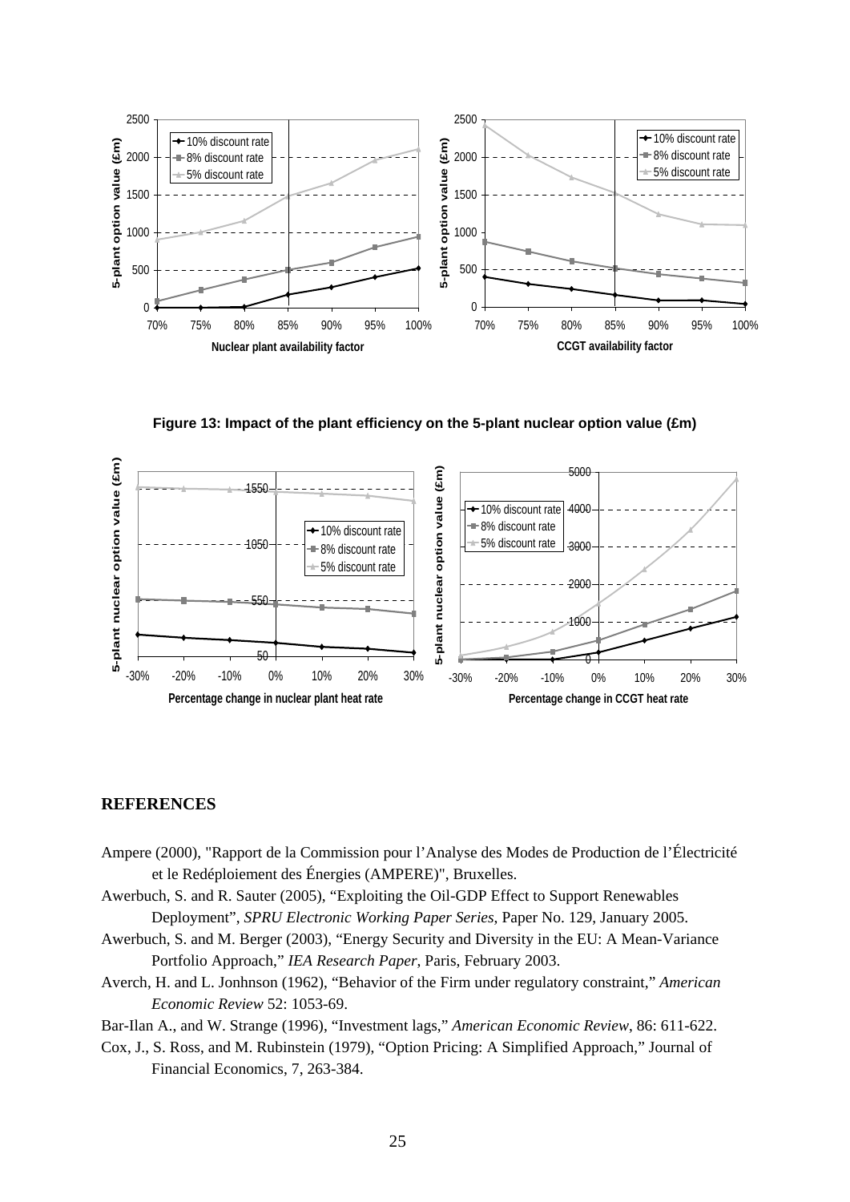2500
2000
1500
1000
500
0
5-plant option value (£m)
70% 75% 80% 85% 90% 95% 100%
Nuclear plant availability factor
10% discount rate
8% discount rate
5% discount rate

2500
2000
1500
1000
500
0
5-plant option value (£m)
70% 75% 80% 85% 90% 95% 100%
CCGT availability factor
10% discount rate
8% discount rate
5% discount rate

**Figure 13: Impact of the plant efficiency on the 5-plant nuclear option value (£m)**

1550
1050
550
50
5-plant nuclear option value (£m)
-30% -20% -10% 0% 10% 20% 30%
Percentage change in nuclear plant heat rate
10% discount rate
8% discount rate
5% discount rate

5000
4000
3000
2000
1000
0
5-plant nuclear option value (£m)
-30% -20% -10% 0% 10% 20% 30%
Percentage change in CCGT heat rate
10% discount rate
8% discount rate
5% discount rate

## REFERENCES

Ampere (2000), "Rapport de la Commission pour l'Analyse des Modes de Production de l'Électricité et le Redéploiement des Énergies (AMPERE)", Bruxelles.

Awerbuch, S. and R. Sauter (2005), "Exploiting the Oil-GDP Effect to Support Renewables Deployment", *SPRU Electronic Working Paper Series*, Paper No. 129, January 2005.

Awerbuch, S. and M. Berger (2003), "Energy Security and Diversity in the EU: A Mean-Variance Portfolio Approach," *IEA Research Paper*, Paris, February 2003.

Averch, H. and L. Jonhnson (1962), "Behavior of the Firm under regulatory constraint," *American Economic Review* 52: 1053-69.

Bar-Ilan A., and W. Strange (1996), "Investment lags," *American Economic Review*, 86: 611-622.

Cox, J., S. Ross, and M. Rubinstein (1979), "Option Pricing: A Simplified Approach," Journal of Financial Economics, 7, 263-384.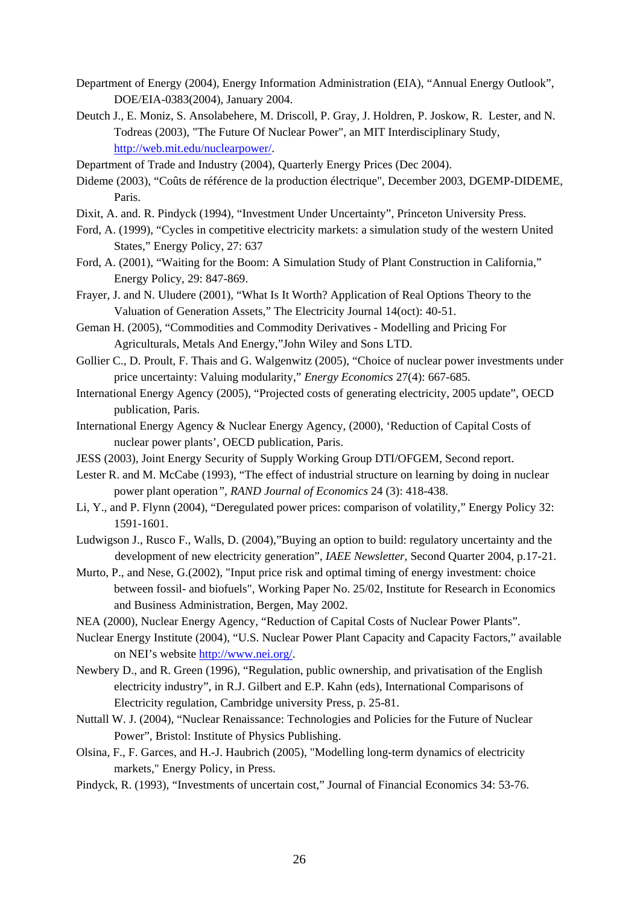Department of Energy (2004), Energy Information Administration (EIA), "Annual Energy Outlook", DOE/EIA-0383(2004), January 2004.

Deutch J., E. Moniz, S. Ansolabehere, M. Driscoll, P. Gray, J. Holdren, P. Joskow, R. Lester, and N. Todreas (2003), "The Future Of Nuclear Power", an MIT Interdisciplinary Study, http://web.mit.edu/nuclearpower/.

Department of Trade and Industry (2004), Quarterly Energy Prices (Dec 2004).

Dideme (2003), "Coûts de référence de la production électrique", December 2003, DGEMP-DIDEME, Paris.

Dixit, A. and. R. Pindyck (1994), "Investment Under Uncertainty", Princeton University Press.

Ford, A. (1999), "Cycles in competitive electricity markets: a simulation study of the western United States," Energy Policy, 27: 637

Ford, A. (2001), "Waiting for the Boom: A Simulation Study of Plant Construction in California," Energy Policy, 29: 847-869.

Frayer, J. and N. Uludere (2001), "What Is It Worth? Application of Real Options Theory to the Valuation of Generation Assets," The Electricity Journal 14(oct): 40-51.

Geman H. (2005), "Commodities and Commodity Derivatives - Modelling and Pricing For Agriculturals, Metals And Energy,"John Wiley and Sons LTD.

Gollier C., D. Proult, F. Thais and G. Walgenwitz (2005), "Choice of nuclear power investments under price uncertainty: Valuing modularity," *Energy Economics* 27(4): 667-685.

International Energy Agency (2005), "Projected costs of generating electricity, 2005 update", OECD publication, Paris.

International Energy Agency & Nuclear Energy Agency, (2000), 'Reduction of Capital Costs of nuclear power plants', OECD publication, Paris.

JESS (2003), Joint Energy Security of Supply Working Group DTI/OFGEM, Second report.

Lester R. and M. McCabe (1993), "The effect of industrial structure on learning by doing in nuclear power plant operation", *RAND Journal of Economics* 24 (3): 418-438.

Li, Y., and P. Flynn (2004), "Deregulated power prices: comparison of volatility," Energy Policy 32: 1591-1601.

Ludwigson J., Rusco F., Walls, D. (2004),"Buying an option to build: regulatory uncertainty and the development of new electricity generation", *IAEE Newsletter*, Second Quarter 2004, p.17-21.

Murto, P., and Nese, G.(2002), "Input price risk and optimal timing of energy investment: choice between fossil- and biofuels", Working Paper No. 25/02, Institute for Research in Economics and Business Administration, Bergen, May 2002.

NEA (2000), Nuclear Energy Agency, "Reduction of Capital Costs of Nuclear Power Plants".

Nuclear Energy Institute (2004), "U.S. Nuclear Power Plant Capacity and Capacity Factors," available on NEI's website http://www.nei.org/.

Newbery D., and R. Green (1996), "Regulation, public ownership, and privatisation of the English electricity industry", in R.J. Gilbert and E.P. Kahn (eds), International Comparisons of Electricity regulation, Cambridge university Press, p. 25-81.

Nuttall W. J. (2004), "Nuclear Renaissance: Technologies and Policies for the Future of Nuclear Power", Bristol: Institute of Physics Publishing.

Olsina, F., F. Garces, and H.-J. Haubrich (2005), "Modelling long-term dynamics of electricity markets," Energy Policy, in Press.

Pindyck, R. (1993), "Investments of uncertain cost," Journal of Financial Economics 34: 53-76.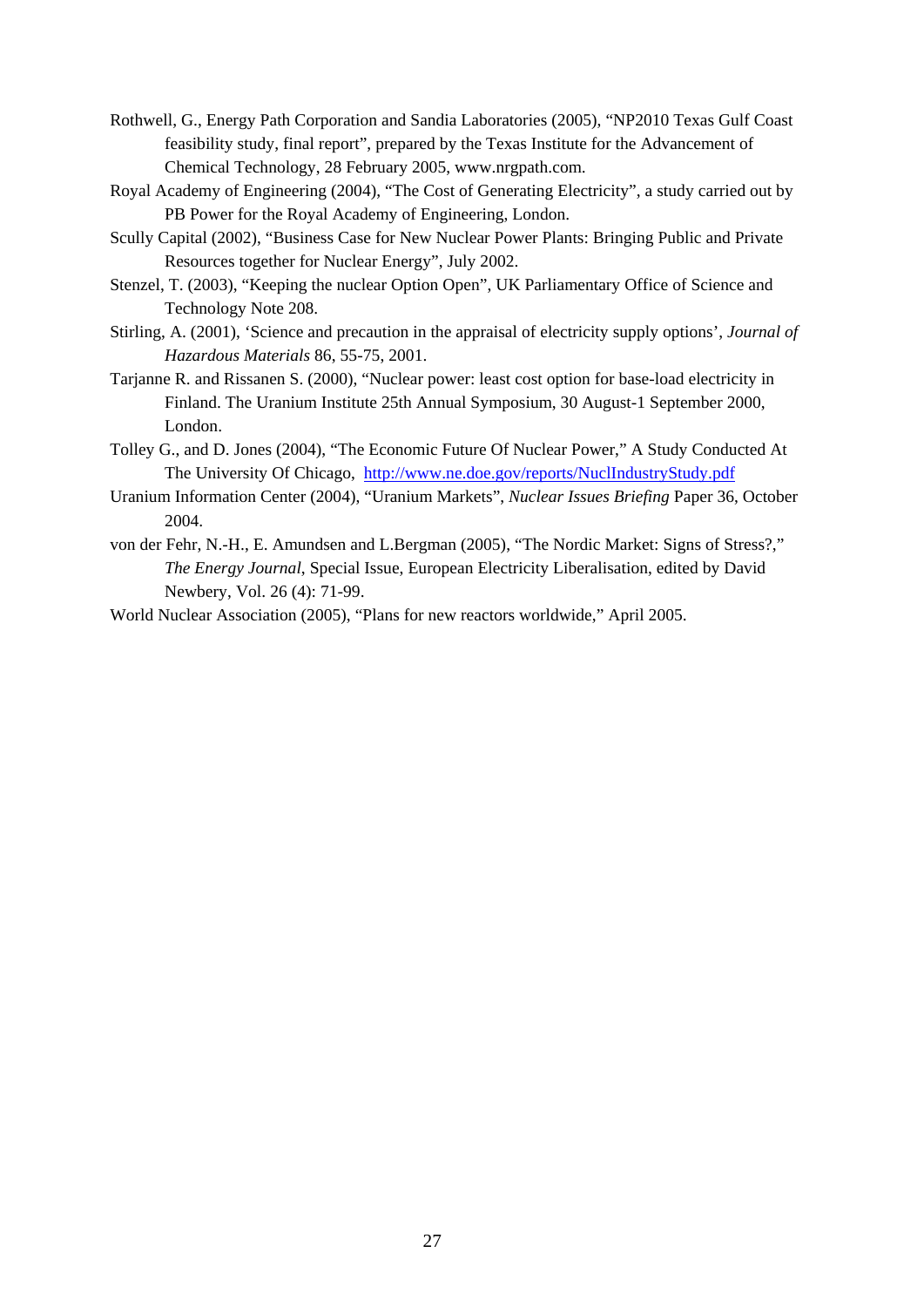Rothwell, G., Energy Path Corporation and Sandia Laboratories (2005), "NP2010 Texas Gulf Coast feasibility study, final report", prepared by the Texas Institute for the Advancement of Chemical Technology, 28 February 2005, www.nrgpath.com.

Royal Academy of Engineering (2004), "The Cost of Generating Electricity", a study carried out by PB Power for the Royal Academy of Engineering, London.

Scully Capital (2002), "Business Case for New Nuclear Power Plants: Bringing Public and Private Resources together for Nuclear Energy", July 2002.

Stenzel, T. (2003), "Keeping the nuclear Option Open", UK Parliamentary Office of Science and Technology Note 208.

Stirling, A. (2001), 'Science and precaution in the appraisal of electricity supply options', *Journal of Hazardous Materials* 86, 55-75, 2001.

Tarjanne R. and Rissanen S. (2000), "Nuclear power: least cost option for base-load electricity in Finland. The Uranium Institute 25th Annual Symposium, 30 August-1 September 2000, London.

Tolley G., and D. Jones (2004), "The Economic Future Of Nuclear Power," A Study Conducted At The University Of Chicago, http://www.ne.doe.gov/reports/NuclIndustryStudy.pdf

Uranium Information Center (2004), "Uranium Markets", *Nuclear Issues Briefing* Paper 36, October 2004.

von der Fehr, N.-H., E. Amundsen and L.Bergman (2005), "The Nordic Market: Signs of Stress?," *The Energy Journal*, Special Issue, European Electricity Liberalisation, edited by David Newbery, Vol. 26 (4): 71-99.

World Nuclear Association (2005), "Plans for new reactors worldwide," April 2005.